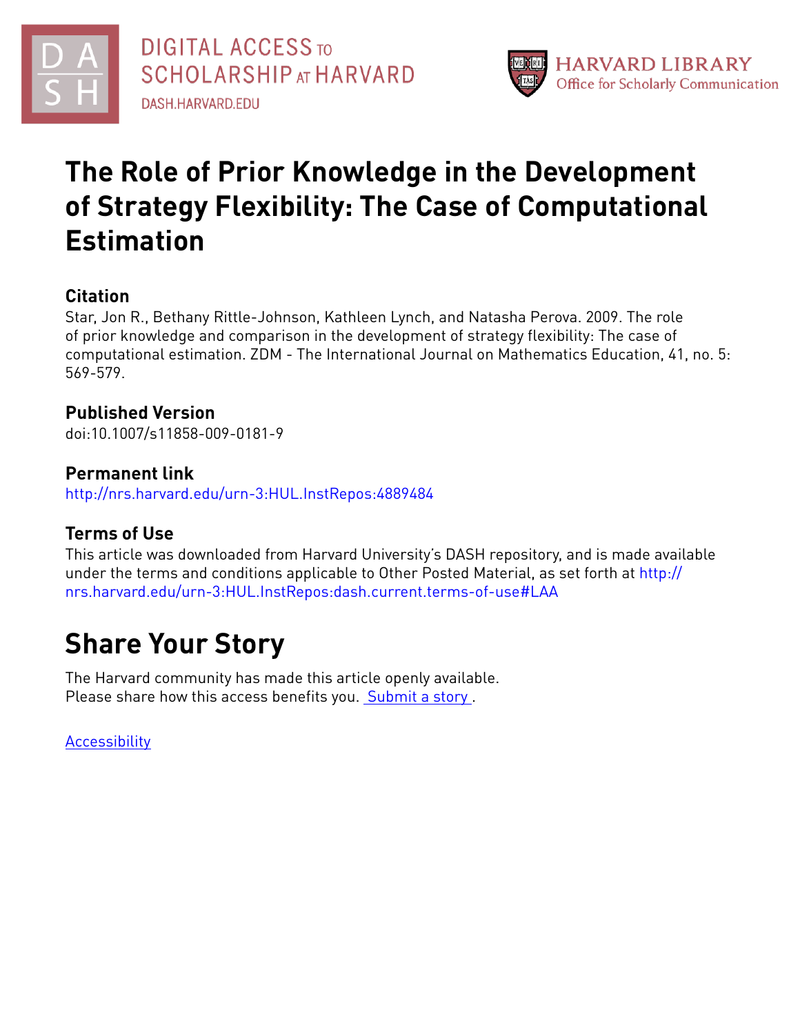DIGITAL ACCESS TO SCHOLARSHIP AT HARVARD
DASH.HARVARD.EDU

HARVARD LIBRARY
Office for Scholarly Communication

# The Role of Prior Knowledge in the Development of Strategy Flexibility: The Case of Computational Estimation

## Citation

Star, Jon R., Bethany Rittle-Johnson, Kathleen Lynch, and Natasha Perova. 2009. The role of prior knowledge and comparison in the development of strategy flexibility: The case of computational estimation. ZDM - The International Journal on Mathematics Education, 41, no. 5: 569-579.

## Published Version

doi:10.1007/s11858-009-0181-9

## Permanent link

http://nrs.harvard.edu/urn-3:HUL.InstRepos:4889484

## Terms of Use

This article was downloaded from Harvard University's DASH repository, and is made available under the terms and conditions applicable to Other Posted Material, as set forth at http://nrs.harvard.edu/urn-3:HUL.InstRepos:dash.current.terms-of-use#LAA

# Share Your Story

The Harvard community has made this article openly available.
Please share how this access benefits you. Submit a story .

Accessibility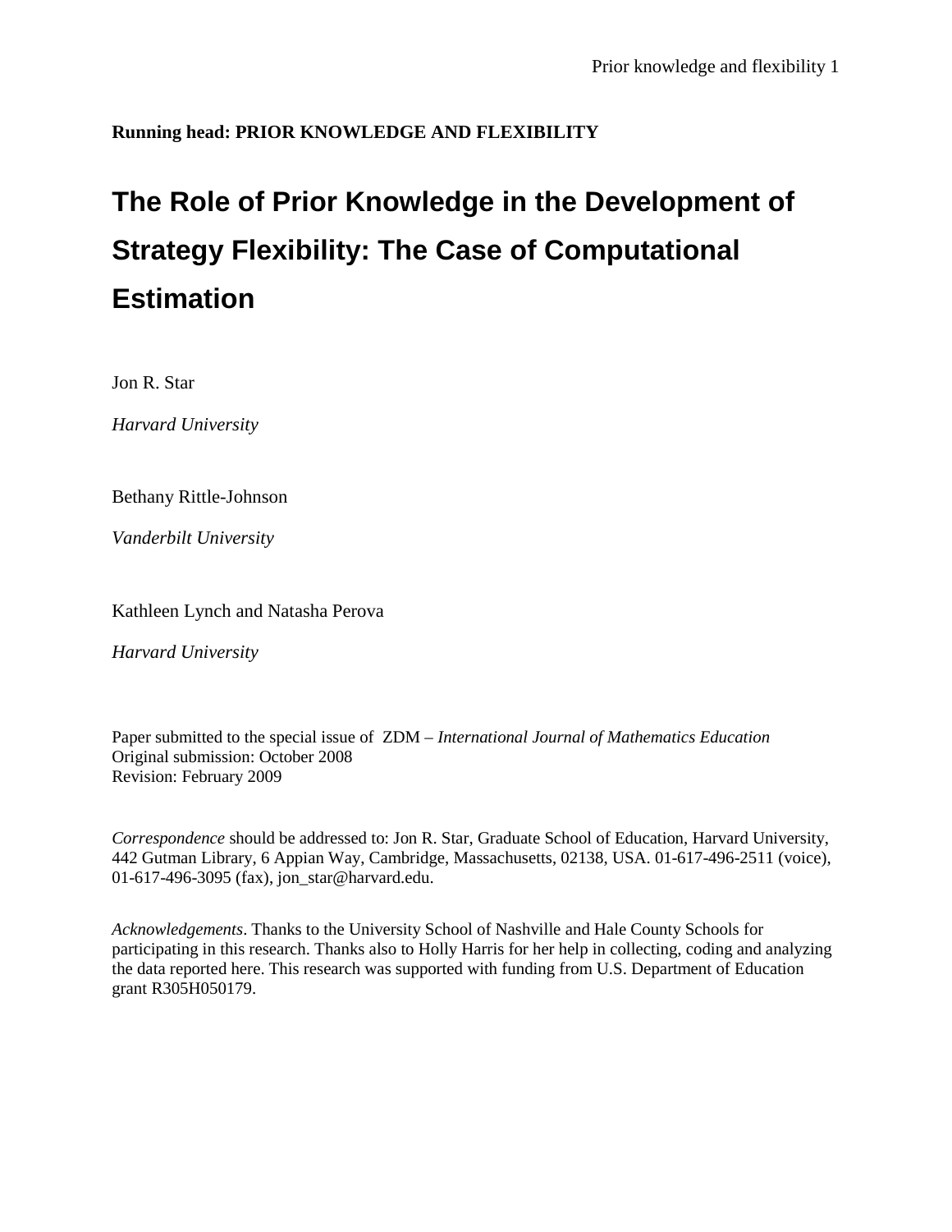**Running head: PRIOR KNOWLEDGE AND FLEXIBILITY**

# The Role of Prior Knowledge in the Development of Strategy Flexibility: The Case of Computational Estimation

Jon R. Star

*Harvard University*

Bethany Rittle-Johnson

*Vanderbilt University*

Kathleen Lynch and Natasha Perova

*Harvard University*

Paper submitted to the special issue of ZDM – *International Journal of Mathematics Education*
Original submission: October 2008
Revision: February 2009

*Correspondence* should be addressed to: Jon R. Star, Graduate School of Education, Harvard University, 442 Gutman Library, 6 Appian Way, Cambridge, Massachusetts, 02138, USA. 01-617-496-2511 (voice), 01-617-496-3095 (fax), jon_star@harvard.edu.

*Acknowledgements*. Thanks to the University School of Nashville and Hale County Schools for participating in this research. Thanks also to Holly Harris for her help in collecting, coding and analyzing the data reported here. This research was supported with funding from U.S. Department of Education grant R305H050179.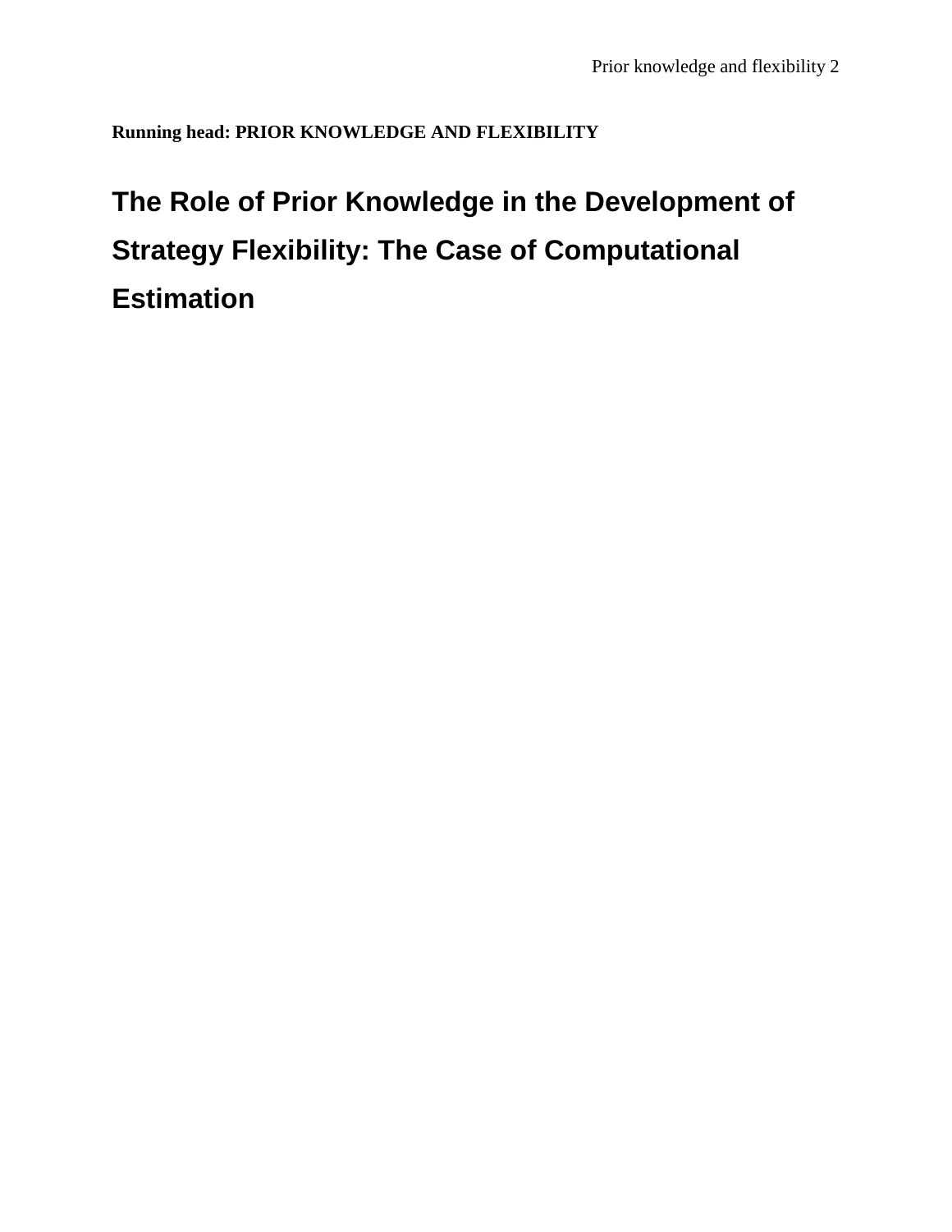**Running head: PRIOR KNOWLEDGE AND FLEXIBILITY**

# The Role of Prior Knowledge in the Development of Strategy Flexibility: The Case of Computational Estimation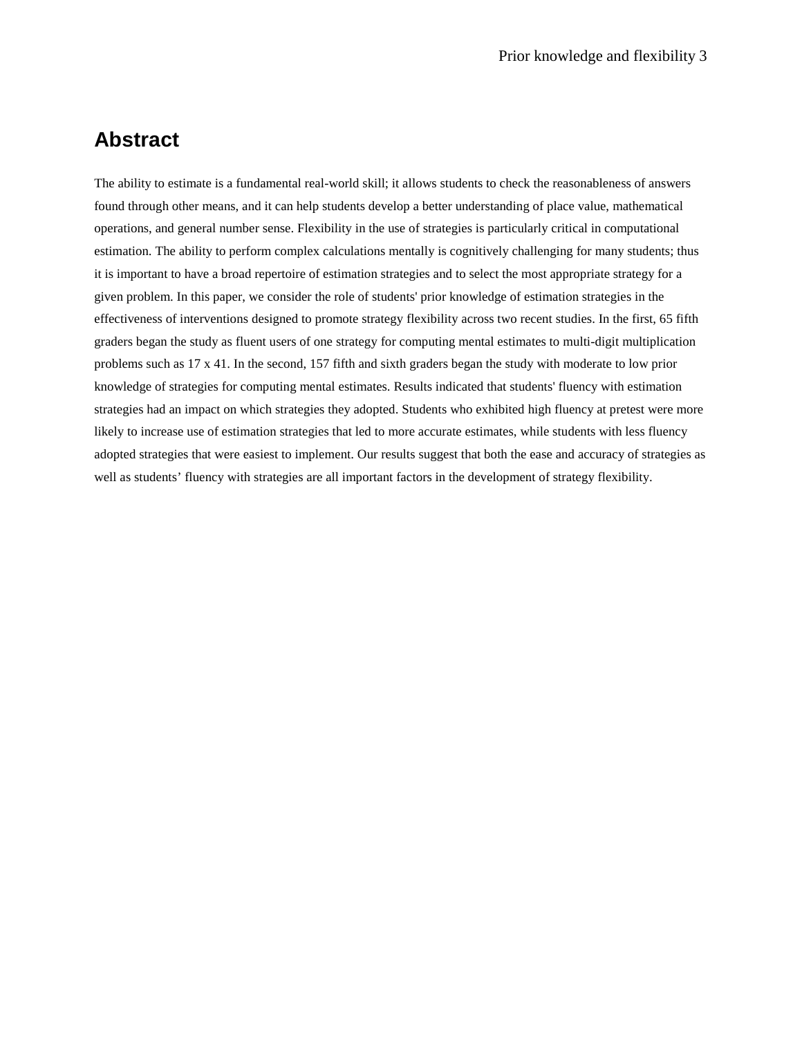# Abstract

The ability to estimate is a fundamental real-world skill; it allows students to check the reasonableness of answers found through other means, and it can help students develop a better understanding of place value, mathematical operations, and general number sense. Flexibility in the use of strategies is particularly critical in computational estimation. The ability to perform complex calculations mentally is cognitively challenging for many students; thus it is important to have a broad repertoire of estimation strategies and to select the most appropriate strategy for a given problem. In this paper, we consider the role of students' prior knowledge of estimation strategies in the effectiveness of interventions designed to promote strategy flexibility across two recent studies. In the first, 65 fifth graders began the study as fluent users of one strategy for computing mental estimates to multi-digit multiplication problems such as 17 x 41. In the second, 157 fifth and sixth graders began the study with moderate to low prior knowledge of strategies for computing mental estimates. Results indicated that students' fluency with estimation strategies had an impact on which strategies they adopted. Students who exhibited high fluency at pretest were more likely to increase use of estimation strategies that led to more accurate estimates, while students with less fluency adopted strategies that were easiest to implement. Our results suggest that both the ease and accuracy of strategies as well as students' fluency with strategies are all important factors in the development of strategy flexibility.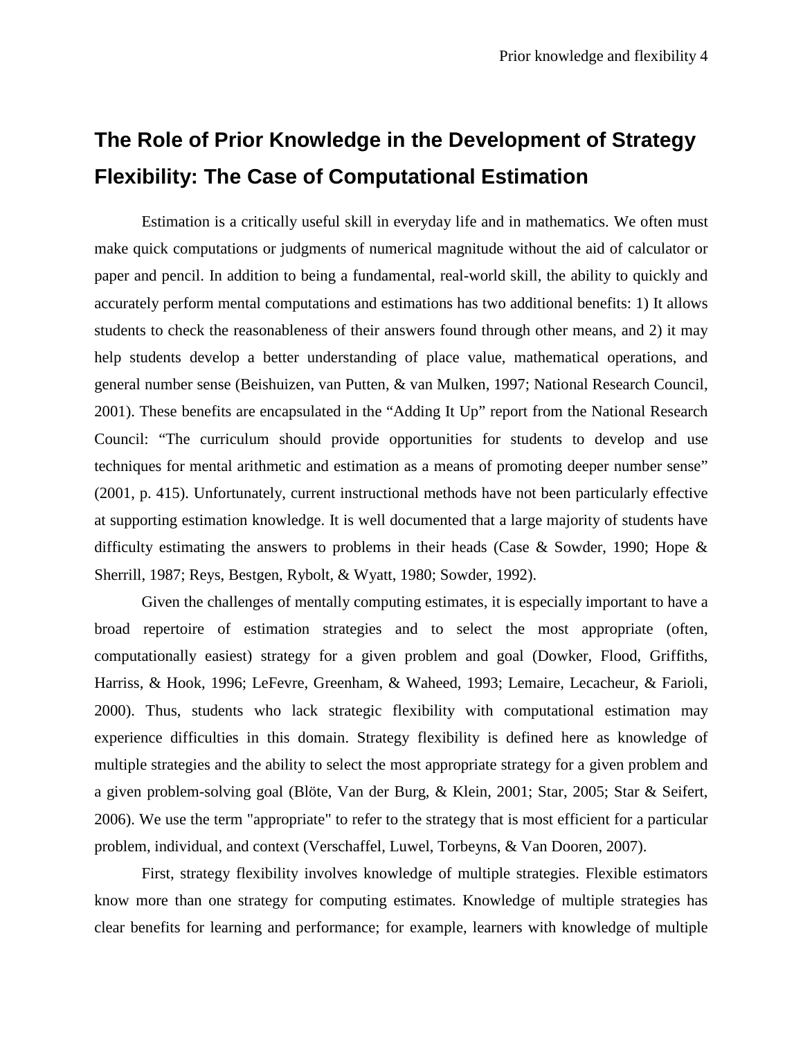# The Role of Prior Knowledge in the Development of Strategy Flexibility: The Case of Computational Estimation

Estimation is a critically useful skill in everyday life and in mathematics. We often must make quick computations or judgments of numerical magnitude without the aid of calculator or paper and pencil. In addition to being a fundamental, real-world skill, the ability to quickly and accurately perform mental computations and estimations has two additional benefits: 1) It allows students to check the reasonableness of their answers found through other means, and 2) it may help students develop a better understanding of place value, mathematical operations, and general number sense (Beishuizen, van Putten, & van Mulken, 1997; National Research Council, 2001). These benefits are encapsulated in the "Adding It Up" report from the National Research Council: "The curriculum should provide opportunities for students to develop and use techniques for mental arithmetic and estimation as a means of promoting deeper number sense" (2001, p. 415). Unfortunately, current instructional methods have not been particularly effective at supporting estimation knowledge. It is well documented that a large majority of students have difficulty estimating the answers to problems in their heads (Case & Sowder, 1990; Hope & Sherrill, 1987; Reys, Bestgen, Rybolt, & Wyatt, 1980; Sowder, 1992).

Given the challenges of mentally computing estimates, it is especially important to have a broad repertoire of estimation strategies and to select the most appropriate (often, computationally easiest) strategy for a given problem and goal (Dowker, Flood, Griffiths, Harriss, & Hook, 1996; LeFevre, Greenham, & Waheed, 1993; Lemaire, Lecacheur, & Farioli, 2000). Thus, students who lack strategic flexibility with computational estimation may experience difficulties in this domain. Strategy flexibility is defined here as knowledge of multiple strategies and the ability to select the most appropriate strategy for a given problem and a given problem-solving goal (Blöte, Van der Burg, & Klein, 2001; Star, 2005; Star & Seifert, 2006). We use the term "appropriate" to refer to the strategy that is most efficient for a particular problem, individual, and context (Verschaffel, Luwel, Torbeyns, & Van Dooren, 2007).

First, strategy flexibility involves knowledge of multiple strategies. Flexible estimators know more than one strategy for computing estimates. Knowledge of multiple strategies has clear benefits for learning and performance; for example, learners with knowledge of multiple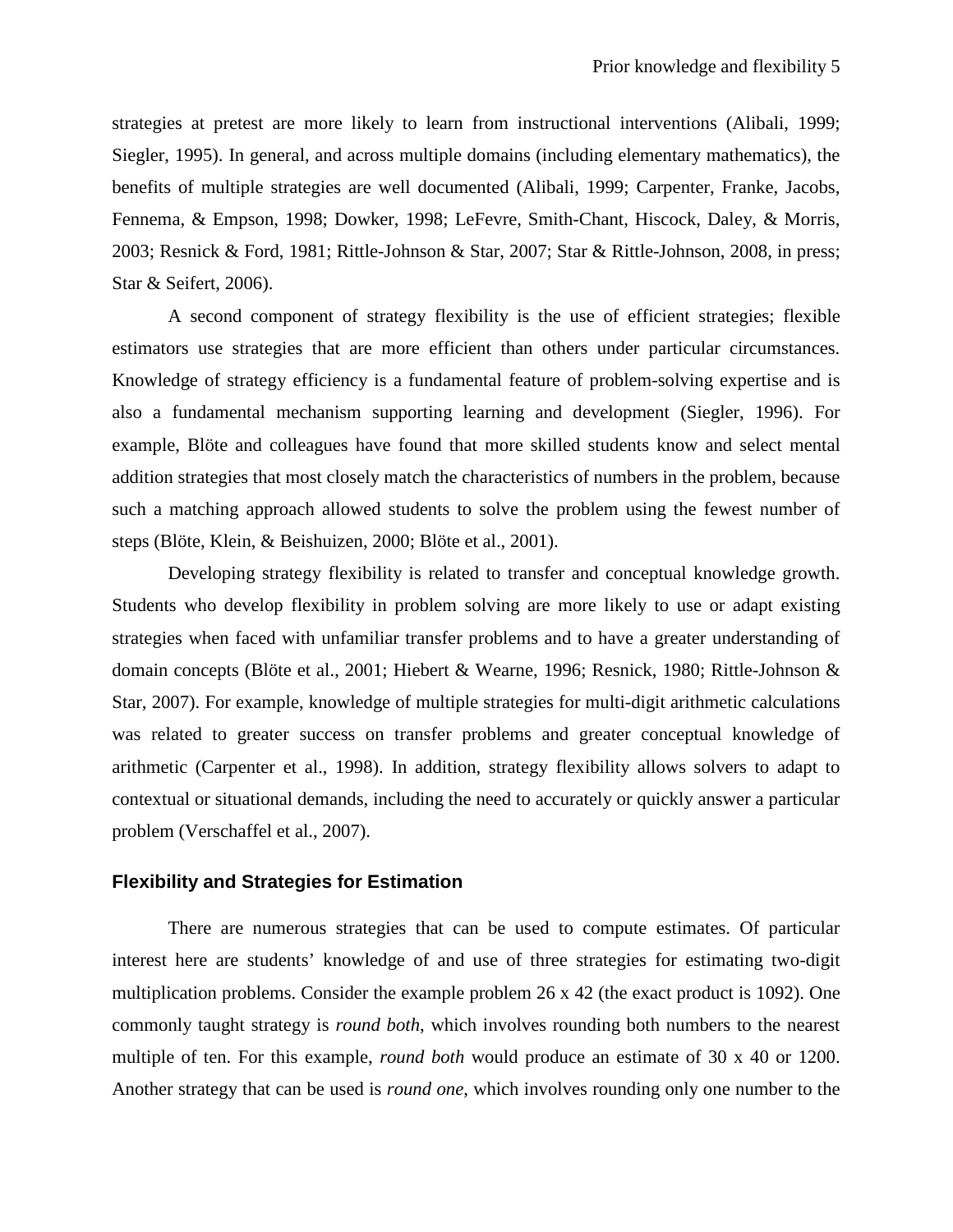strategies at pretest are more likely to learn from instructional interventions (Alibali, 1999; Siegler, 1995). In general, and across multiple domains (including elementary mathematics), the benefits of multiple strategies are well documented (Alibali, 1999; Carpenter, Franke, Jacobs, Fennema, & Empson, 1998; Dowker, 1998; LeFevre, Smith-Chant, Hiscock, Daley, & Morris, 2003; Resnick & Ford, 1981; Rittle-Johnson & Star, 2007; Star & Rittle-Johnson, 2008, in press; Star & Seifert, 2006).

A second component of strategy flexibility is the use of efficient strategies; flexible estimators use strategies that are more efficient than others under particular circumstances. Knowledge of strategy efficiency is a fundamental feature of problem-solving expertise and is also a fundamental mechanism supporting learning and development (Siegler, 1996). For example, Blöte and colleagues have found that more skilled students know and select mental addition strategies that most closely match the characteristics of numbers in the problem, because such a matching approach allowed students to solve the problem using the fewest number of steps (Blöte, Klein, & Beishuizen, 2000; Blöte et al., 2001).

Developing strategy flexibility is related to transfer and conceptual knowledge growth. Students who develop flexibility in problem solving are more likely to use or adapt existing strategies when faced with unfamiliar transfer problems and to have a greater understanding of domain concepts (Blöte et al., 2001; Hiebert & Wearne, 1996; Resnick, 1980; Rittle-Johnson & Star, 2007). For example, knowledge of multiple strategies for multi-digit arithmetic calculations was related to greater success on transfer problems and greater conceptual knowledge of arithmetic (Carpenter et al., 1998). In addition, strategy flexibility allows solvers to adapt to contextual or situational demands, including the need to accurately or quickly answer a particular problem (Verschaffel et al., 2007).

## Flexibility and Strategies for Estimation

There are numerous strategies that can be used to compute estimates. Of particular interest here are students' knowledge of and use of three strategies for estimating two-digit multiplication problems. Consider the example problem 26 x 42 (the exact product is 1092). One commonly taught strategy is *round both*, which involves rounding both numbers to the nearest multiple of ten. For this example, *round both* would produce an estimate of 30 x 40 or 1200. Another strategy that can be used is *round one*, which involves rounding only one number to the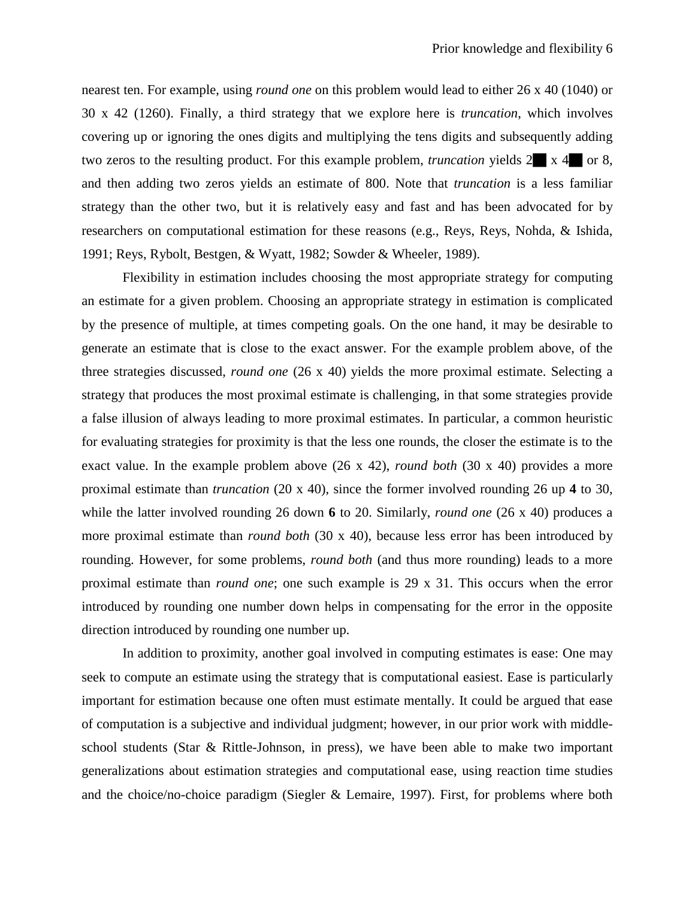nearest ten. For example, using *round one* on this problem would lead to either 26 x 40 (1040) or 30 x 42 (1260). Finally, a third strategy that we explore here is *truncation*, which involves covering up or ignoring the ones digits and multiplying the tens digits and subsequently adding two zeros to the resulting product. For this example problem, *truncation* yields 2█ x 4█ or 8, and then adding two zeros yields an estimate of 800. Note that *truncation* is a less familiar strategy than the other two, but it is relatively easy and fast and has been advocated for by researchers on computational estimation for these reasons (e.g., Reys, Reys, Nohda, & Ishida, 1991; Reys, Rybolt, Bestgen, & Wyatt, 1982; Sowder & Wheeler, 1989).

Flexibility in estimation includes choosing the most appropriate strategy for computing an estimate for a given problem. Choosing an appropriate strategy in estimation is complicated by the presence of multiple, at times competing goals. On the one hand, it may be desirable to generate an estimate that is close to the exact answer. For the example problem above, of the three strategies discussed, *round one* (26 x 40) yields the more proximal estimate. Selecting a strategy that produces the most proximal estimate is challenging, in that some strategies provide a false illusion of always leading to more proximal estimates. In particular, a common heuristic for evaluating strategies for proximity is that the less one rounds, the closer the estimate is to the exact value. In the example problem above (26 x 42), *round both* (30 x 40) provides a more proximal estimate than *truncation* (20 x 40), since the former involved rounding 26 up **4** to 30, while the latter involved rounding 26 down **6** to 20. Similarly, *round one* (26 x 40) produces a more proximal estimate than *round both* (30 x 40), because less error has been introduced by rounding. However, for some problems, *round both* (and thus more rounding) leads to a more proximal estimate than *round one*; one such example is 29 x 31. This occurs when the error introduced by rounding one number down helps in compensating for the error in the opposite direction introduced by rounding one number up.

In addition to proximity, another goal involved in computing estimates is ease: One may seek to compute an estimate using the strategy that is computational easiest. Ease is particularly important for estimation because one often must estimate mentally. It could be argued that ease of computation is a subjective and individual judgment; however, in our prior work with middle-school students (Star & Rittle-Johnson, in press), we have been able to make two important generalizations about estimation strategies and computational ease, using reaction time studies and the choice/no-choice paradigm (Siegler & Lemaire, 1997). First, for problems where both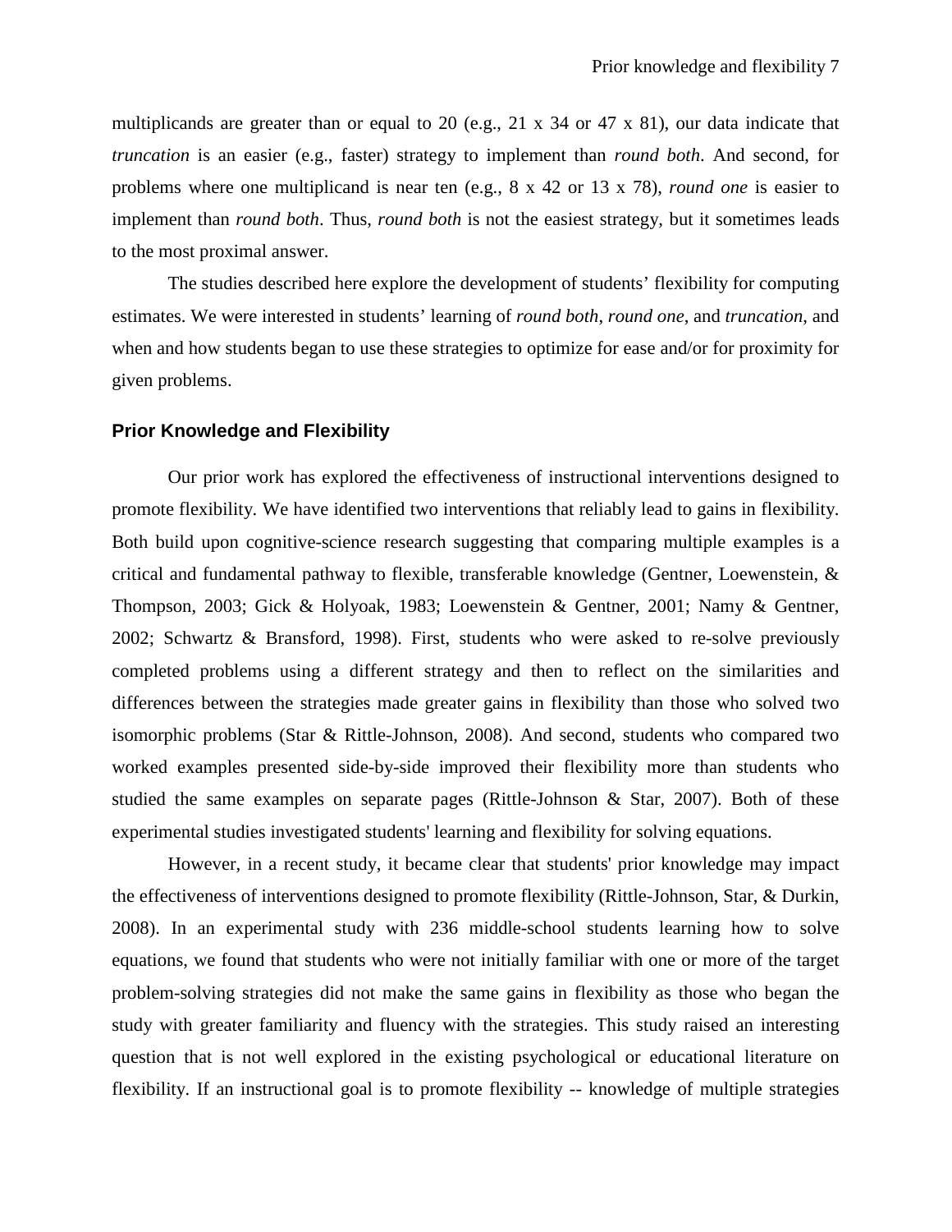multiplicands are greater than or equal to 20 (e.g., 21 x 34 or 47 x 81), our data indicate that *truncation* is an easier (e.g., faster) strategy to implement than *round both*. And second, for problems where one multiplicand is near ten (e.g., 8 x 42 or 13 x 78), *round one* is easier to implement than *round both*. Thus, *round both* is not the easiest strategy, but it sometimes leads to the most proximal answer.

The studies described here explore the development of students' flexibility for computing estimates. We were interested in students' learning of *round both*, *round one*, and *truncation*, and when and how students began to use these strategies to optimize for ease and/or for proximity for given problems.

## Prior Knowledge and Flexibility

Our prior work has explored the effectiveness of instructional interventions designed to promote flexibility. We have identified two interventions that reliably lead to gains in flexibility. Both build upon cognitive-science research suggesting that comparing multiple examples is a critical and fundamental pathway to flexible, transferable knowledge (Gentner, Loewenstein, & Thompson, 2003; Gick & Holyoak, 1983; Loewenstein & Gentner, 2001; Namy & Gentner, 2002; Schwartz & Bransford, 1998). First, students who were asked to re-solve previously completed problems using a different strategy and then to reflect on the similarities and differences between the strategies made greater gains in flexibility than those who solved two isomorphic problems (Star & Rittle-Johnson, 2008). And second, students who compared two worked examples presented side-by-side improved their flexibility more than students who studied the same examples on separate pages (Rittle-Johnson & Star, 2007). Both of these experimental studies investigated students' learning and flexibility for solving equations.

However, in a recent study, it became clear that students' prior knowledge may impact the effectiveness of interventions designed to promote flexibility (Rittle-Johnson, Star, & Durkin, 2008). In an experimental study with 236 middle-school students learning how to solve equations, we found that students who were not initially familiar with one or more of the target problem-solving strategies did not make the same gains in flexibility as those who began the study with greater familiarity and fluency with the strategies. This study raised an interesting question that is not well explored in the existing psychological or educational literature on flexibility. If an instructional goal is to promote flexibility -- knowledge of multiple strategies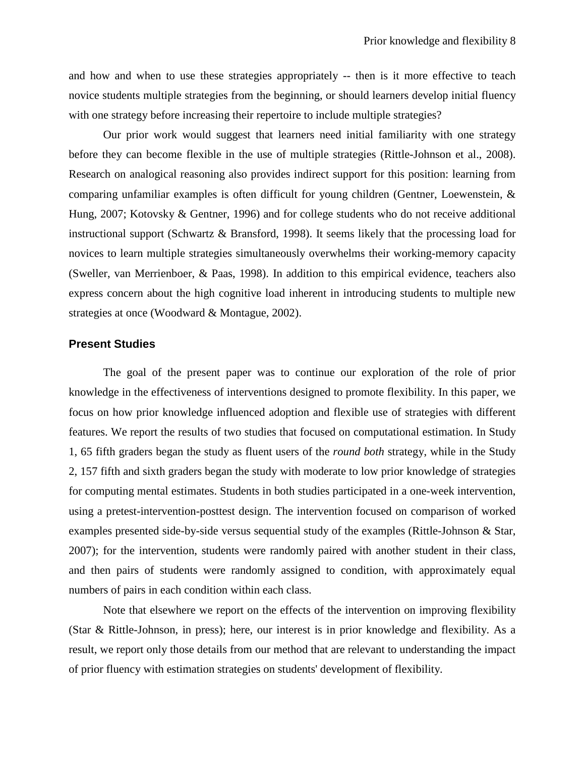and how and when to use these strategies appropriately -- then is it more effective to teach novice students multiple strategies from the beginning, or should learners develop initial fluency with one strategy before increasing their repertoire to include multiple strategies?

Our prior work would suggest that learners need initial familiarity with one strategy before they can become flexible in the use of multiple strategies (Rittle-Johnson et al., 2008). Research on analogical reasoning also provides indirect support for this position: learning from comparing unfamiliar examples is often difficult for young children (Gentner, Loewenstein, & Hung, 2007; Kotovsky & Gentner, 1996) and for college students who do not receive additional instructional support (Schwartz & Bransford, 1998). It seems likely that the processing load for novices to learn multiple strategies simultaneously overwhelms their working-memory capacity (Sweller, van Merrienboer, & Paas, 1998). In addition to this empirical evidence, teachers also express concern about the high cognitive load inherent in introducing students to multiple new strategies at once (Woodward & Montague, 2002).

### Present Studies

The goal of the present paper was to continue our exploration of the role of prior knowledge in the effectiveness of interventions designed to promote flexibility. In this paper, we focus on how prior knowledge influenced adoption and flexible use of strategies with different features. We report the results of two studies that focused on computational estimation. In Study 1, 65 fifth graders began the study as fluent users of the *round both* strategy, while in the Study 2, 157 fifth and sixth graders began the study with moderate to low prior knowledge of strategies for computing mental estimates. Students in both studies participated in a one-week intervention, using a pretest-intervention-posttest design. The intervention focused on comparison of worked examples presented side-by-side versus sequential study of the examples (Rittle-Johnson & Star, 2007); for the intervention, students were randomly paired with another student in their class, and then pairs of students were randomly assigned to condition, with approximately equal numbers of pairs in each condition within each class.

Note that elsewhere we report on the effects of the intervention on improving flexibility (Star & Rittle-Johnson, in press); here, our interest is in prior knowledge and flexibility. As a result, we report only those details from our method that are relevant to understanding the impact of prior fluency with estimation strategies on students' development of flexibility.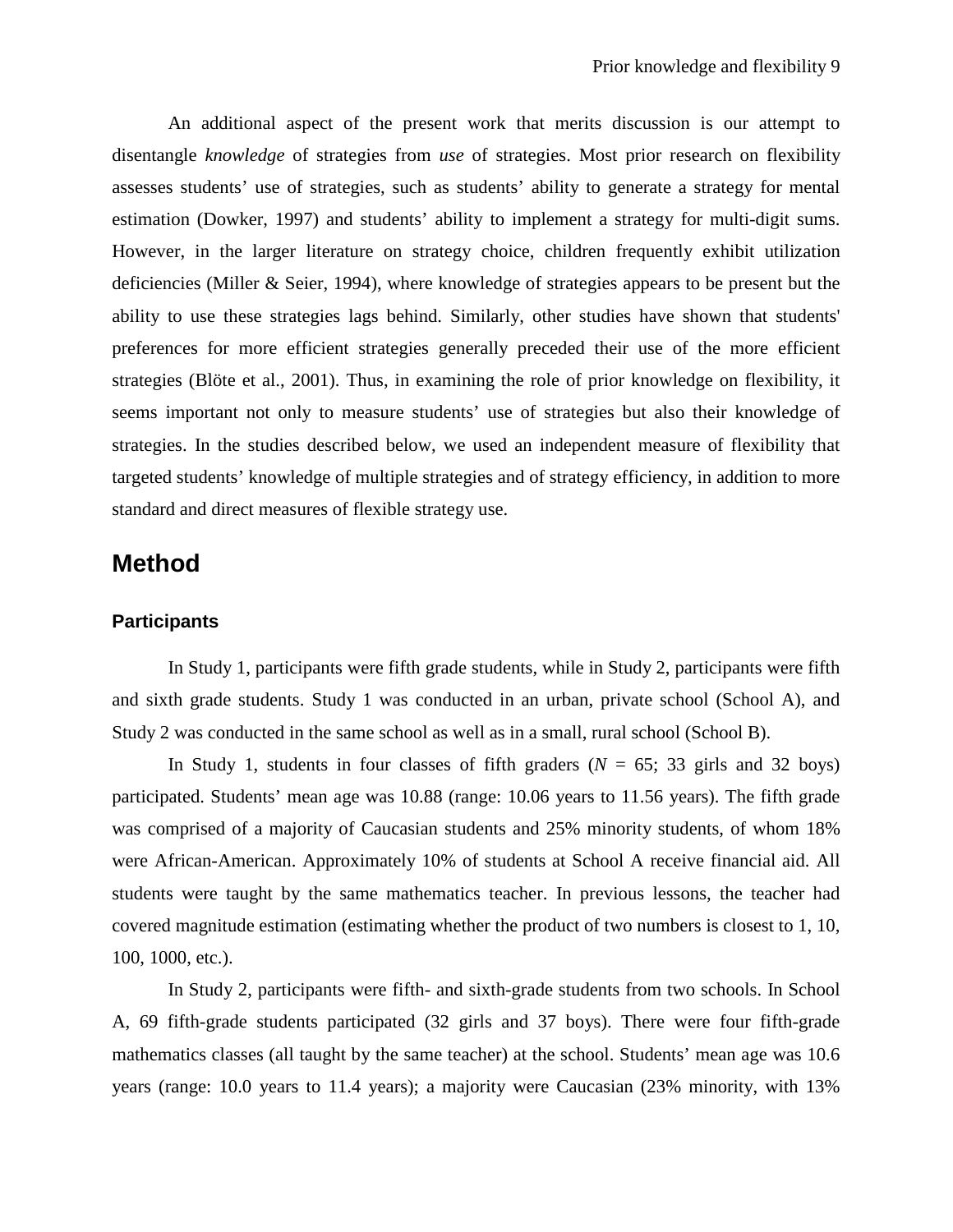An additional aspect of the present work that merits discussion is our attempt to disentangle *knowledge* of strategies from *use* of strategies. Most prior research on flexibility assesses students' use of strategies, such as students' ability to generate a strategy for mental estimation (Dowker, 1997) and students' ability to implement a strategy for multi-digit sums. However, in the larger literature on strategy choice, children frequently exhibit utilization deficiencies (Miller & Seier, 1994), where knowledge of strategies appears to be present but the ability to use these strategies lags behind. Similarly, other studies have shown that students' preferences for more efficient strategies generally preceded their use of the more efficient strategies (Blöte et al., 2001). Thus, in examining the role of prior knowledge on flexibility, it seems important not only to measure students' use of strategies but also their knowledge of strategies. In the studies described below, we used an independent measure of flexibility that targeted students' knowledge of multiple strategies and of strategy efficiency, in addition to more standard and direct measures of flexible strategy use.

## Method

### Participants

In Study 1, participants were fifth grade students, while in Study 2, participants were fifth and sixth grade students. Study 1 was conducted in an urban, private school (School A), and Study 2 was conducted in the same school as well as in a small, rural school (School B).

In Study 1, students in four classes of fifth graders (*N* = 65; 33 girls and 32 boys) participated. Students' mean age was 10.88 (range: 10.06 years to 11.56 years). The fifth grade was comprised of a majority of Caucasian students and 25% minority students, of whom 18% were African-American. Approximately 10% of students at School A receive financial aid. All students were taught by the same mathematics teacher. In previous lessons, the teacher had covered magnitude estimation (estimating whether the product of two numbers is closest to 1, 10, 100, 1000, etc.).

In Study 2, participants were fifth- and sixth-grade students from two schools. In School A, 69 fifth-grade students participated (32 girls and 37 boys). There were four fifth-grade mathematics classes (all taught by the same teacher) at the school. Students' mean age was 10.6 years (range: 10.0 years to 11.4 years); a majority were Caucasian (23% minority, with 13%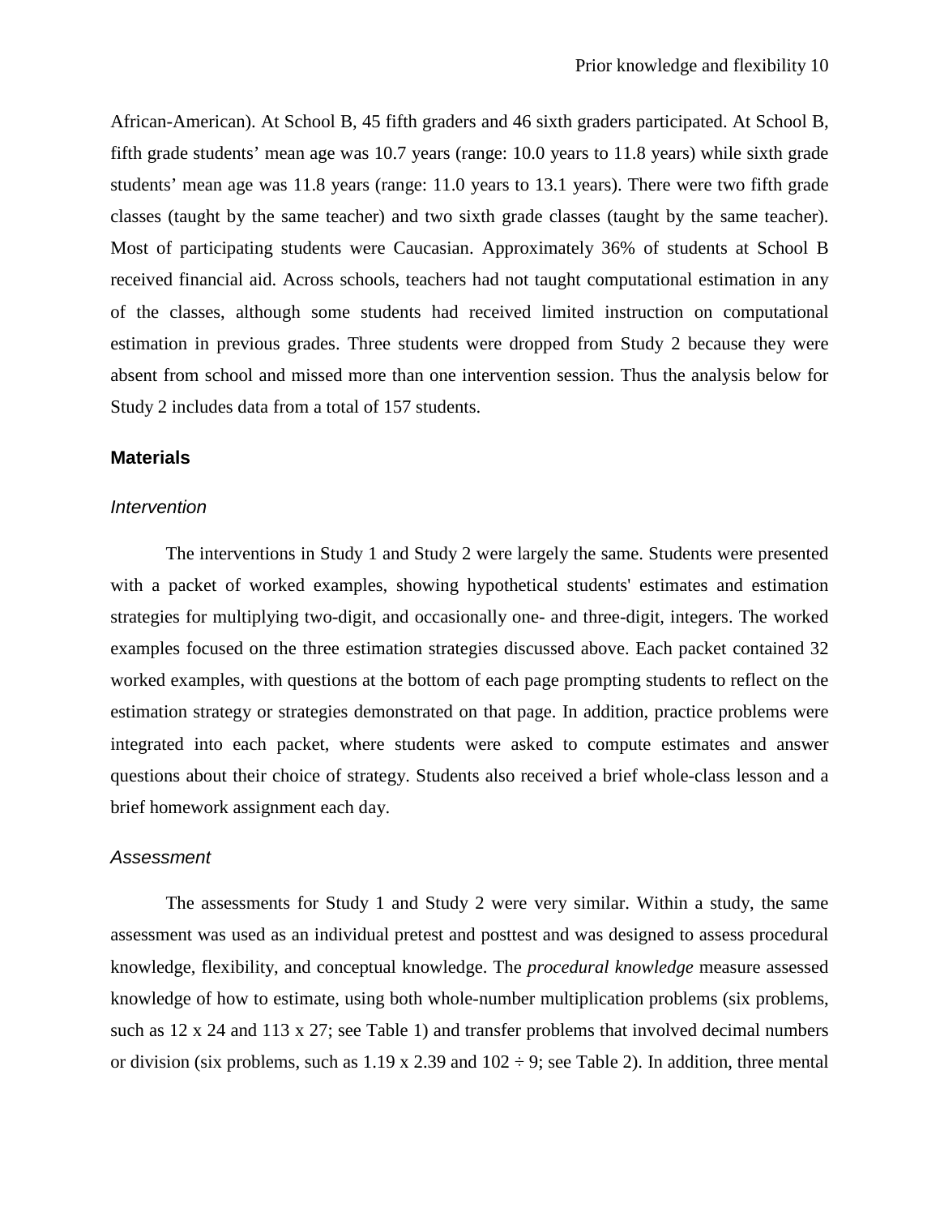African-American). At School B, 45 fifth graders and 46 sixth graders participated. At School B, fifth grade students' mean age was 10.7 years (range: 10.0 years to 11.8 years) while sixth grade students' mean age was 11.8 years (range: 11.0 years to 13.1 years). There were two fifth grade classes (taught by the same teacher) and two sixth grade classes (taught by the same teacher). Most of participating students were Caucasian. Approximately 36% of students at School B received financial aid. Across schools, teachers had not taught computational estimation in any of the classes, although some students had received limited instruction on computational estimation in previous grades. Three students were dropped from Study 2 because they were absent from school and missed more than one intervention session. Thus the analysis below for Study 2 includes data from a total of 157 students.

## Materials

### *Intervention*

The interventions in Study 1 and Study 2 were largely the same. Students were presented with a packet of worked examples, showing hypothetical students' estimates and estimation strategies for multiplying two-digit, and occasionally one- and three-digit, integers. The worked examples focused on the three estimation strategies discussed above. Each packet contained 32 worked examples, with questions at the bottom of each page prompting students to reflect on the estimation strategy or strategies demonstrated on that page. In addition, practice problems were integrated into each packet, where students were asked to compute estimates and answer questions about their choice of strategy. Students also received a brief whole-class lesson and a brief homework assignment each day.

### *Assessment*

The assessments for Study 1 and Study 2 were very similar. Within a study, the same assessment was used as an individual pretest and posttest and was designed to assess procedural knowledge, flexibility, and conceptual knowledge. The *procedural knowledge* measure assessed knowledge of how to estimate, using both whole-number multiplication problems (six problems, such as 12 x 24 and 113 x 27; see Table 1) and transfer problems that involved decimal numbers or division (six problems, such as 1.19 x 2.39 and 102 ÷ 9; see Table 2). In addition, three mental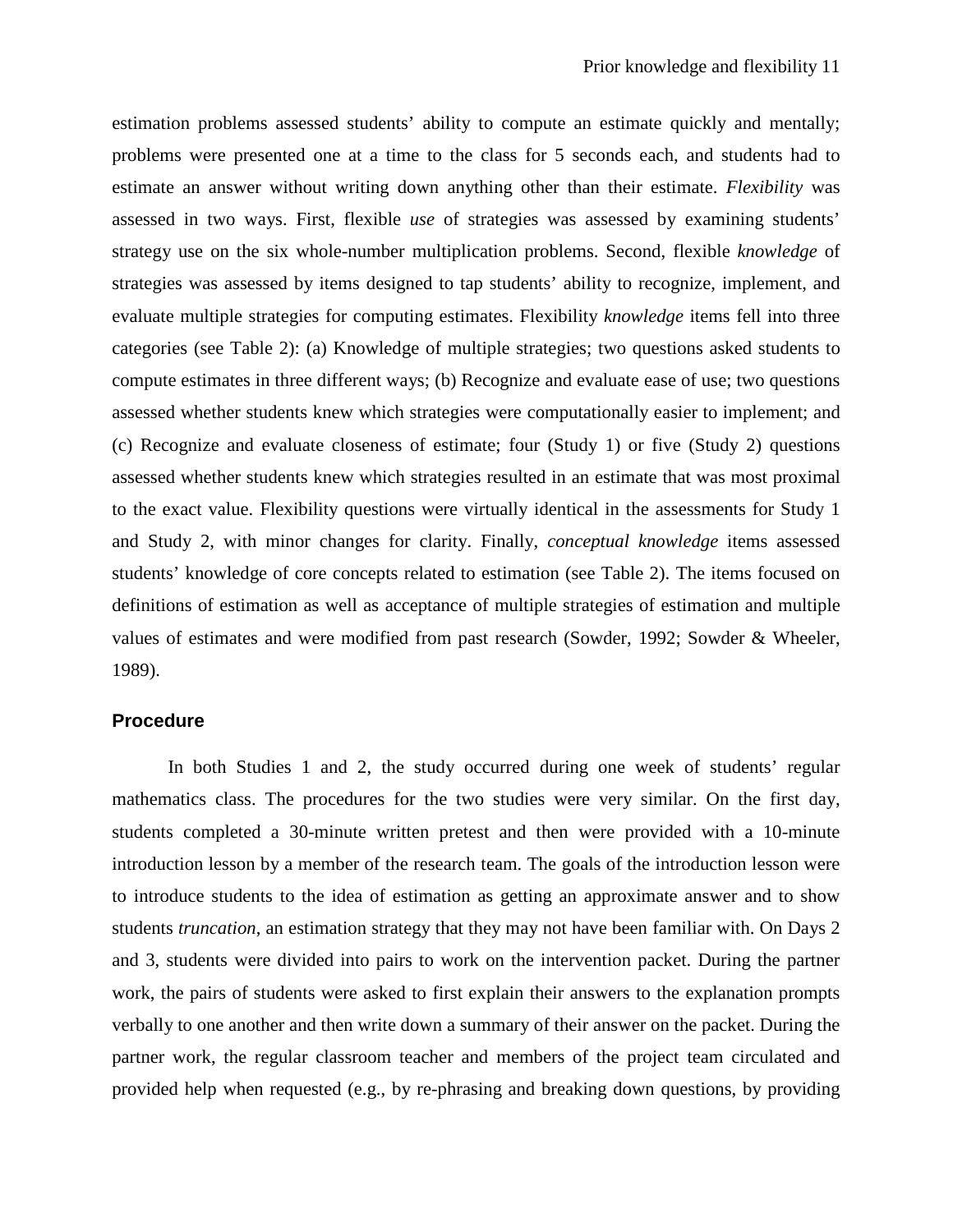estimation problems assessed students' ability to compute an estimate quickly and mentally; problems were presented one at a time to the class for 5 seconds each, and students had to estimate an answer without writing down anything other than their estimate. *Flexibility* was assessed in two ways. First, flexible *use* of strategies was assessed by examining students' strategy use on the six whole-number multiplication problems. Second, flexible *knowledge* of strategies was assessed by items designed to tap students' ability to recognize, implement, and evaluate multiple strategies for computing estimates. Flexibility *knowledge* items fell into three categories (see Table 2): (a) Knowledge of multiple strategies; two questions asked students to compute estimates in three different ways; (b) Recognize and evaluate ease of use; two questions assessed whether students knew which strategies were computationally easier to implement; and (c) Recognize and evaluate closeness of estimate; four (Study 1) or five (Study 2) questions assessed whether students knew which strategies resulted in an estimate that was most proximal to the exact value. Flexibility questions were virtually identical in the assessments for Study 1 and Study 2, with minor changes for clarity. Finally, *conceptual knowledge* items assessed students' knowledge of core concepts related to estimation (see Table 2). The items focused on definitions of estimation as well as acceptance of multiple strategies of estimation and multiple values of estimates and were modified from past research (Sowder, 1992; Sowder & Wheeler, 1989).

## Procedure

In both Studies 1 and 2, the study occurred during one week of students' regular mathematics class. The procedures for the two studies were very similar. On the first day, students completed a 30-minute written pretest and then were provided with a 10-minute introduction lesson by a member of the research team. The goals of the introduction lesson were to introduce students to the idea of estimation as getting an approximate answer and to show students *truncation*, an estimation strategy that they may not have been familiar with. On Days 2 and 3, students were divided into pairs to work on the intervention packet. During the partner work, the pairs of students were asked to first explain their answers to the explanation prompts verbally to one another and then write down a summary of their answer on the packet. During the partner work, the regular classroom teacher and members of the project team circulated and provided help when requested (e.g., by re-phrasing and breaking down questions, by providing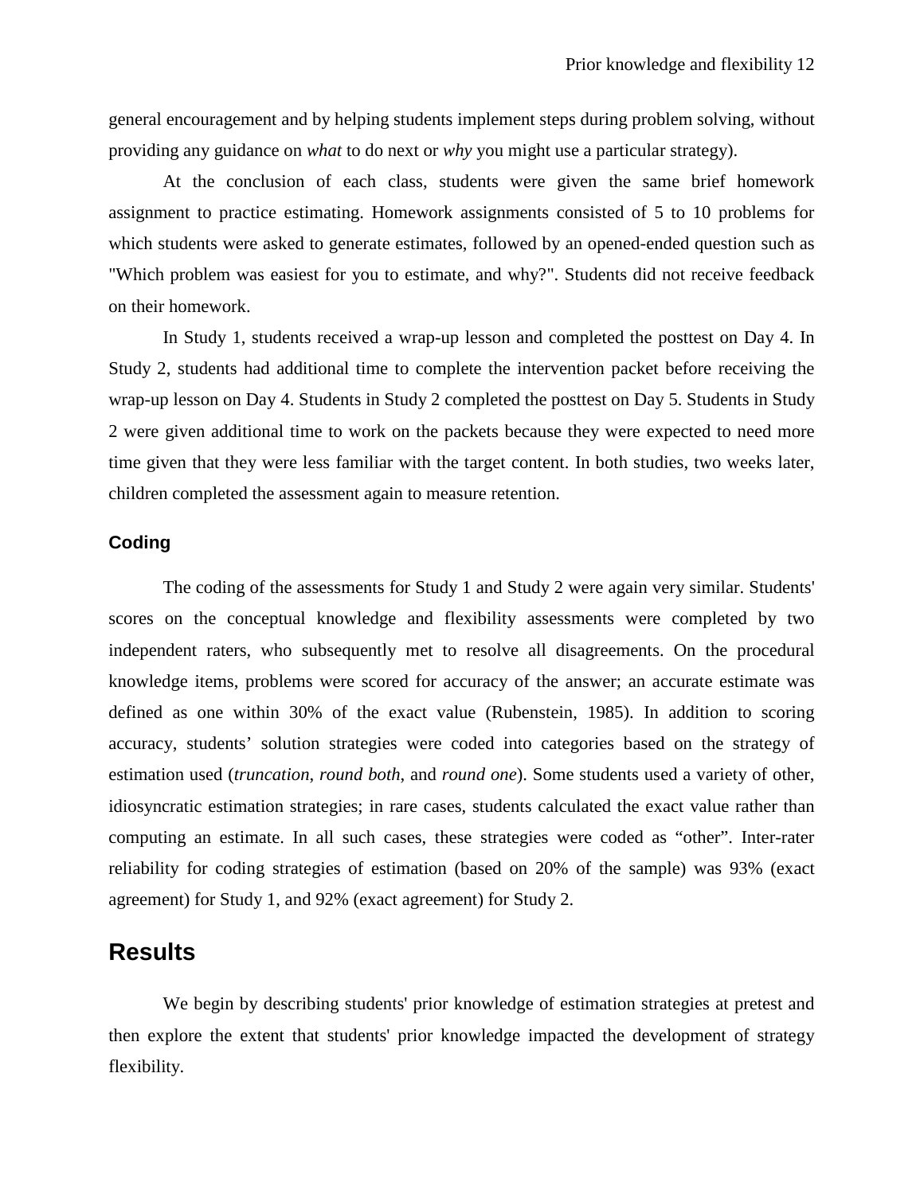general encouragement and by helping students implement steps during problem solving, without providing any guidance on *what* to do next or *why* you might use a particular strategy).

At the conclusion of each class, students were given the same brief homework assignment to practice estimating. Homework assignments consisted of 5 to 10 problems for which students were asked to generate estimates, followed by an opened-ended question such as "Which problem was easiest for you to estimate, and why?". Students did not receive feedback on their homework.

In Study 1, students received a wrap-up lesson and completed the posttest on Day 4. In Study 2, students had additional time to complete the intervention packet before receiving the wrap-up lesson on Day 4. Students in Study 2 completed the posttest on Day 5. Students in Study 2 were given additional time to work on the packets because they were expected to need more time given that they were less familiar with the target content. In both studies, two weeks later, children completed the assessment again to measure retention.

### Coding

The coding of the assessments for Study 1 and Study 2 were again very similar. Students' scores on the conceptual knowledge and flexibility assessments were completed by two independent raters, who subsequently met to resolve all disagreements. On the procedural knowledge items, problems were scored for accuracy of the answer; an accurate estimate was defined as one within 30% of the exact value (Rubenstein, 1985). In addition to scoring accuracy, students' solution strategies were coded into categories based on the strategy of estimation used (*truncation*, *round both*, and *round one*). Some students used a variety of other, idiosyncratic estimation strategies; in rare cases, students calculated the exact value rather than computing an estimate. In all such cases, these strategies were coded as "other". Inter-rater reliability for coding strategies of estimation (based on 20% of the sample) was 93% (exact agreement) for Study 1, and 92% (exact agreement) for Study 2.

## Results

We begin by describing students' prior knowledge of estimation strategies at pretest and then explore the extent that students' prior knowledge impacted the development of strategy flexibility.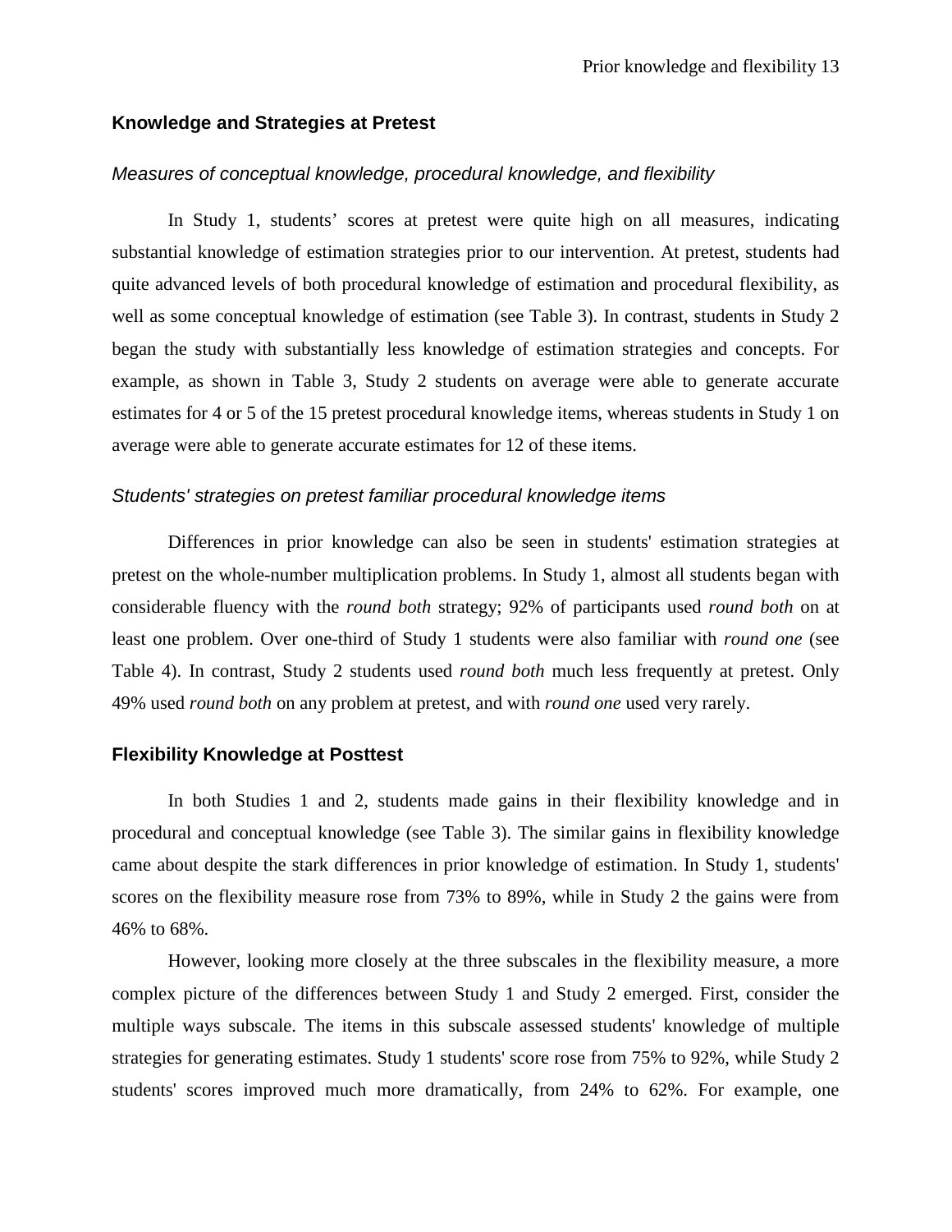## Knowledge and Strategies at Pretest

### *Measures of conceptual knowledge, procedural knowledge, and flexibility*

In Study 1, students' scores at pretest were quite high on all measures, indicating substantial knowledge of estimation strategies prior to our intervention. At pretest, students had quite advanced levels of both procedural knowledge of estimation and procedural flexibility, as well as some conceptual knowledge of estimation (see Table 3). In contrast, students in Study 2 began the study with substantially less knowledge of estimation strategies and concepts. For example, as shown in Table 3, Study 2 students on average were able to generate accurate estimates for 4 or 5 of the 15 pretest procedural knowledge items, whereas students in Study 1 on average were able to generate accurate estimates for 12 of these items.

### *Students' strategies on pretest familiar procedural knowledge items*

Differences in prior knowledge can also be seen in students' estimation strategies at pretest on the whole-number multiplication problems. In Study 1, almost all students began with considerable fluency with the *round both* strategy; 92% of participants used *round both* on at least one problem. Over one-third of Study 1 students were also familiar with *round one* (see Table 4). In contrast, Study 2 students used *round both* much less frequently at pretest. Only 49% used *round both* on any problem at pretest, and with *round one* used very rarely.

## Flexibility Knowledge at Posttest

In both Studies 1 and 2, students made gains in their flexibility knowledge and in procedural and conceptual knowledge (see Table 3). The similar gains in flexibility knowledge came about despite the stark differences in prior knowledge of estimation. In Study 1, students' scores on the flexibility measure rose from 73% to 89%, while in Study 2 the gains were from 46% to 68%.

However, looking more closely at the three subscales in the flexibility measure, a more complex picture of the differences between Study 1 and Study 2 emerged. First, consider the multiple ways subscale. The items in this subscale assessed students' knowledge of multiple strategies for generating estimates. Study 1 students' score rose from 75% to 92%, while Study 2 students' scores improved much more dramatically, from 24% to 62%. For example, one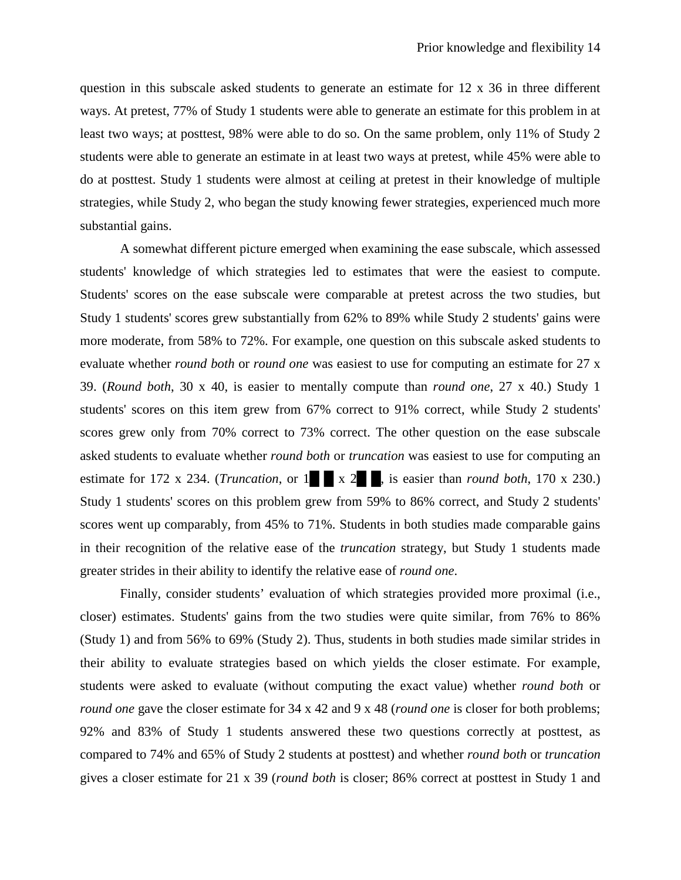question in this subscale asked students to generate an estimate for 12 x 36 in three different ways. At pretest, 77% of Study 1 students were able to generate an estimate for this problem in at least two ways; at posttest, 98% were able to do so. On the same problem, only 11% of Study 2 students were able to generate an estimate in at least two ways at pretest, while 45% were able to do at posttest. Study 1 students were almost at ceiling at pretest in their knowledge of multiple strategies, while Study 2, who began the study knowing fewer strategies, experienced much more substantial gains.

A somewhat different picture emerged when examining the ease subscale, which assessed students' knowledge of which strategies led to estimates that were the easiest to compute. Students' scores on the ease subscale were comparable at pretest across the two studies, but Study 1 students' scores grew substantially from 62% to 89% while Study 2 students' gains were more moderate, from 58% to 72%. For example, one question on this subscale asked students to evaluate whether *round both* or *round one* was easiest to use for computing an estimate for 27 x 39. (*Round both*, 30 x 40, is easier to mentally compute than *round one*, 27 x 40.) Study 1 students' scores on this item grew from 67% correct to 91% correct, while Study 2 students' scores grew only from 70% correct to 73% correct. The other question on the ease subscale asked students to evaluate whether *round both* or *truncation* was easiest to use for computing an estimate for 172 x 234. (*Truncation*, or 1█ █ x 2█ █, is easier than *round both*, 170 x 230.) Study 1 students' scores on this problem grew from 59% to 86% correct, and Study 2 students' scores went up comparably, from 45% to 71%. Students in both studies made comparable gains in their recognition of the relative ease of the *truncation* strategy, but Study 1 students made greater strides in their ability to identify the relative ease of *round one*.

Finally, consider students' evaluation of which strategies provided more proximal (i.e., closer) estimates. Students' gains from the two studies were quite similar, from 76% to 86% (Study 1) and from 56% to 69% (Study 2). Thus, students in both studies made similar strides in their ability to evaluate strategies based on which yields the closer estimate. For example, students were asked to evaluate (without computing the exact value) whether *round both* or *round one* gave the closer estimate for 34 x 42 and 9 x 48 (*round one* is closer for both problems; 92% and 83% of Study 1 students answered these two questions correctly at posttest, as compared to 74% and 65% of Study 2 students at posttest) and whether *round both* or *truncation* gives a closer estimate for 21 x 39 (*round both* is closer; 86% correct at posttest in Study 1 and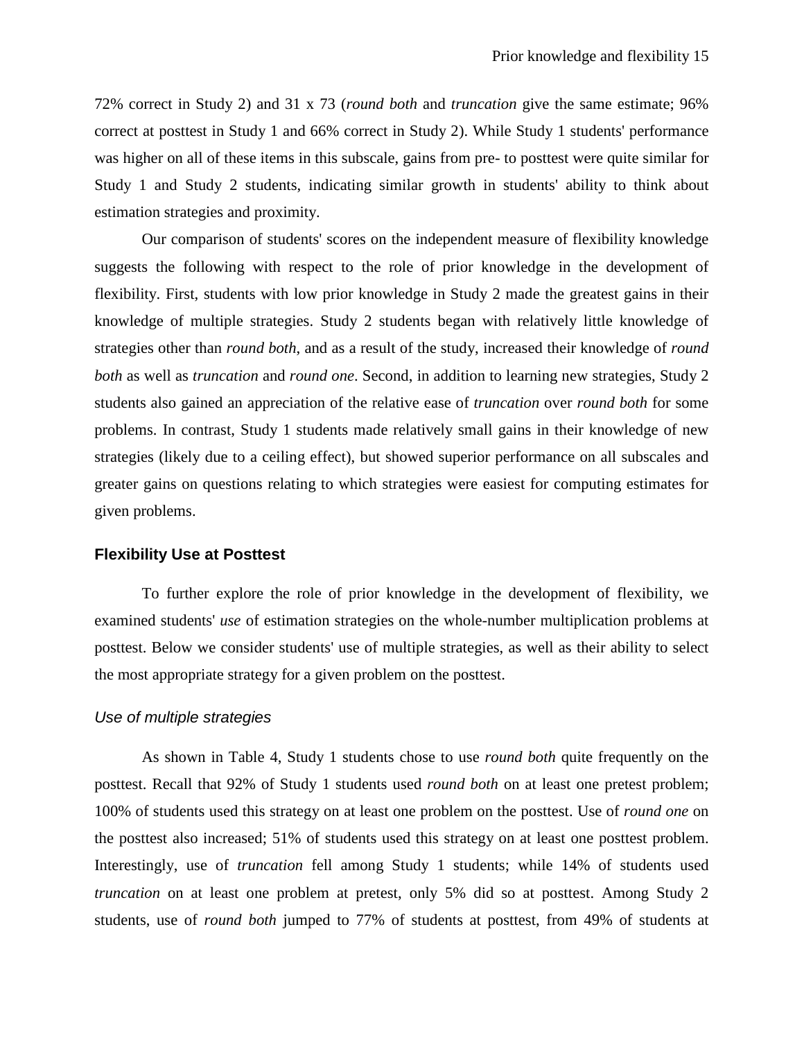72% correct in Study 2) and 31 x 73 (*round both* and *truncation* give the same estimate; 96% correct at posttest in Study 1 and 66% correct in Study 2). While Study 1 students' performance was higher on all of these items in this subscale, gains from pre- to posttest were quite similar for Study 1 and Study 2 students, indicating similar growth in students' ability to think about estimation strategies and proximity.

Our comparison of students' scores on the independent measure of flexibility knowledge suggests the following with respect to the role of prior knowledge in the development of flexibility. First, students with low prior knowledge in Study 2 made the greatest gains in their knowledge of multiple strategies. Study 2 students began with relatively little knowledge of strategies other than *round both*, and as a result of the study, increased their knowledge of *round both* as well as *truncation* and *round one*. Second, in addition to learning new strategies, Study 2 students also gained an appreciation of the relative ease of *truncation* over *round both* for some problems. In contrast, Study 1 students made relatively small gains in their knowledge of new strategies (likely due to a ceiling effect), but showed superior performance on all subscales and greater gains on questions relating to which strategies were easiest for computing estimates for given problems.

## Flexibility Use at Posttest

To further explore the role of prior knowledge in the development of flexibility, we examined students' *use* of estimation strategies on the whole-number multiplication problems at posttest. Below we consider students' use of multiple strategies, as well as their ability to select the most appropriate strategy for a given problem on the posttest.

### *Use of multiple strategies*

As shown in Table 4, Study 1 students chose to use *round both* quite frequently on the posttest. Recall that 92% of Study 1 students used *round both* on at least one pretest problem; 100% of students used this strategy on at least one problem on the posttest. Use of *round one* on the posttest also increased; 51% of students used this strategy on at least one posttest problem. Interestingly, use of *truncation* fell among Study 1 students; while 14% of students used *truncation* on at least one problem at pretest, only 5% did so at posttest. Among Study 2 students, use of *round both* jumped to 77% of students at posttest, from 49% of students at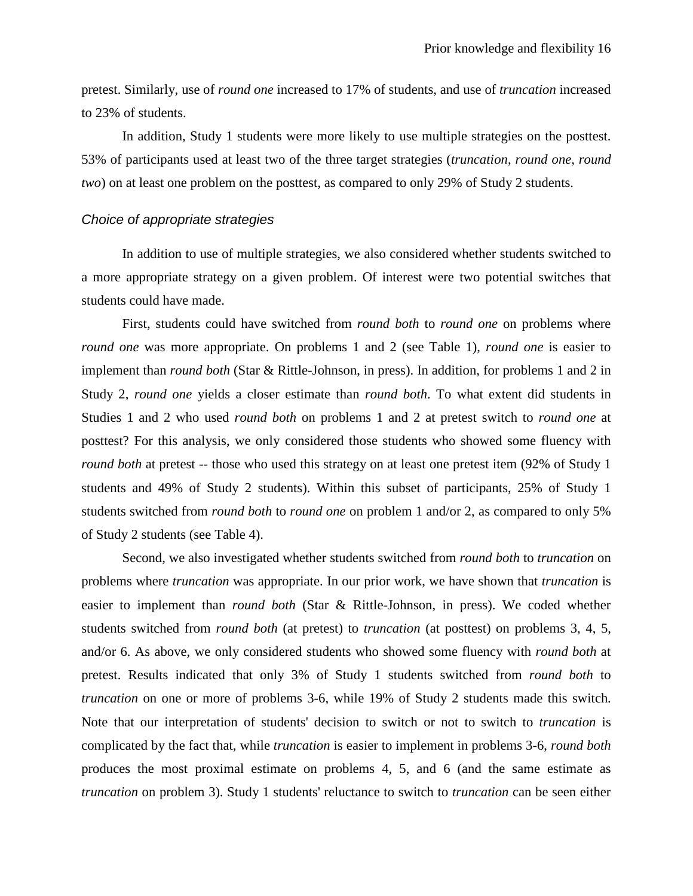pretest. Similarly, use of *round one* increased to 17% of students, and use of *truncation* increased to 23% of students.

In addition, Study 1 students were more likely to use multiple strategies on the posttest. 53% of participants used at least two of the three target strategies (*truncation*, *round one*, *round two*) on at least one problem on the posttest, as compared to only 29% of Study 2 students.

### *Choice of appropriate strategies*

In addition to use of multiple strategies, we also considered whether students switched to a more appropriate strategy on a given problem. Of interest were two potential switches that students could have made.

First, students could have switched from *round both* to *round one* on problems where *round one* was more appropriate. On problems 1 and 2 (see Table 1), *round one* is easier to implement than *round both* (Star & Rittle-Johnson, in press). In addition, for problems 1 and 2 in Study 2, *round one* yields a closer estimate than *round both*. To what extent did students in Studies 1 and 2 who used *round both* on problems 1 and 2 at pretest switch to *round one* at posttest? For this analysis, we only considered those students who showed some fluency with *round both* at pretest -- those who used this strategy on at least one pretest item (92% of Study 1 students and 49% of Study 2 students). Within this subset of participants, 25% of Study 1 students switched from *round both* to *round one* on problem 1 and/or 2, as compared to only 5% of Study 2 students (see Table 4).

Second, we also investigated whether students switched from *round both* to *truncation* on problems where *truncation* was appropriate. In our prior work, we have shown that *truncation* is easier to implement than *round both* (Star & Rittle-Johnson, in press). We coded whether students switched from *round both* (at pretest) to *truncation* (at posttest) on problems 3, 4, 5, and/or 6. As above, we only considered students who showed some fluency with *round both* at pretest. Results indicated that only 3% of Study 1 students switched from *round both* to *truncation* on one or more of problems 3-6, while 19% of Study 2 students made this switch. Note that our interpretation of students' decision to switch or not to switch to *truncation* is complicated by the fact that, while *truncation* is easier to implement in problems 3-6, *round both* produces the most proximal estimate on problems 4, 5, and 6 (and the same estimate as *truncation* on problem 3). Study 1 students' reluctance to switch to *truncation* can be seen either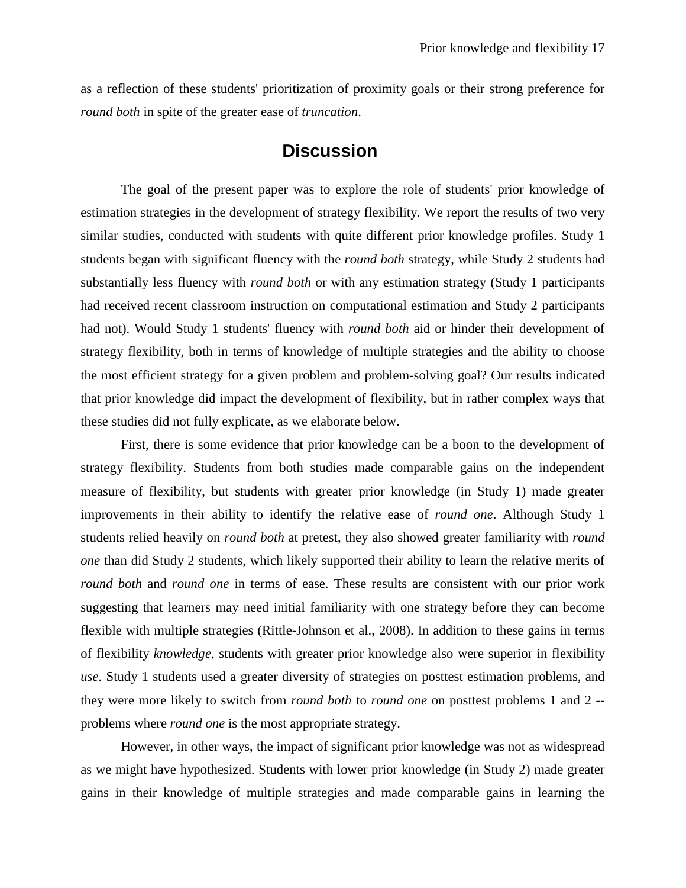as a reflection of these students' prioritization of proximity goals or their strong preference for *round both* in spite of the greater ease of *truncation*.

# Discussion

The goal of the present paper was to explore the role of students' prior knowledge of estimation strategies in the development of strategy flexibility. We report the results of two very similar studies, conducted with students with quite different prior knowledge profiles. Study 1 students began with significant fluency with the *round both* strategy, while Study 2 students had substantially less fluency with *round both* or with any estimation strategy (Study 1 participants had received recent classroom instruction on computational estimation and Study 2 participants had not). Would Study 1 students' fluency with *round both* aid or hinder their development of strategy flexibility, both in terms of knowledge of multiple strategies and the ability to choose the most efficient strategy for a given problem and problem-solving goal? Our results indicated that prior knowledge did impact the development of flexibility, but in rather complex ways that these studies did not fully explicate, as we elaborate below.

First, there is some evidence that prior knowledge can be a boon to the development of strategy flexibility. Students from both studies made comparable gains on the independent measure of flexibility, but students with greater prior knowledge (in Study 1) made greater improvements in their ability to identify the relative ease of *round one*. Although Study 1 students relied heavily on *round both* at pretest, they also showed greater familiarity with *round one* than did Study 2 students, which likely supported their ability to learn the relative merits of *round both* and *round one* in terms of ease. These results are consistent with our prior work suggesting that learners may need initial familiarity with one strategy before they can become flexible with multiple strategies (Rittle-Johnson et al., 2008). In addition to these gains in terms of flexibility *knowledge*, students with greater prior knowledge also were superior in flexibility *use*. Study 1 students used a greater diversity of strategies on posttest estimation problems, and they were more likely to switch from *round both* to *round one* on posttest problems 1 and 2 -- problems where *round one* is the most appropriate strategy.

However, in other ways, the impact of significant prior knowledge was not as widespread as we might have hypothesized. Students with lower prior knowledge (in Study 2) made greater gains in their knowledge of multiple strategies and made comparable gains in learning the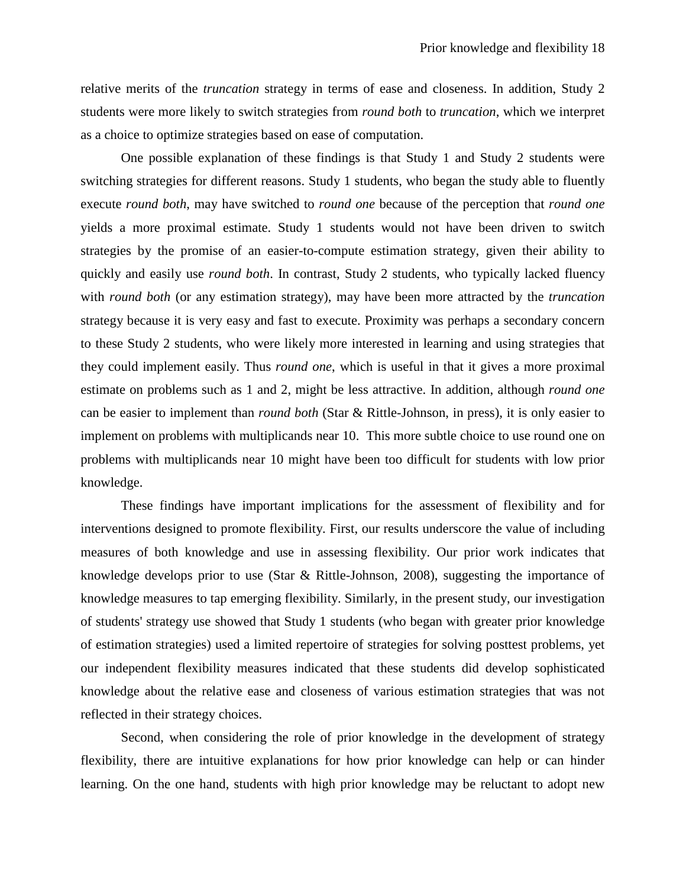relative merits of the *truncation* strategy in terms of ease and closeness. In addition, Study 2 students were more likely to switch strategies from *round both* to *truncation*, which we interpret as a choice to optimize strategies based on ease of computation.

One possible explanation of these findings is that Study 1 and Study 2 students were switching strategies for different reasons. Study 1 students, who began the study able to fluently execute *round both*, may have switched to *round one* because of the perception that *round one* yields a more proximal estimate. Study 1 students would not have been driven to switch strategies by the promise of an easier-to-compute estimation strategy, given their ability to quickly and easily use *round both*. In contrast, Study 2 students, who typically lacked fluency with *round both* (or any estimation strategy), may have been more attracted by the *truncation* strategy because it is very easy and fast to execute. Proximity was perhaps a secondary concern to these Study 2 students, who were likely more interested in learning and using strategies that they could implement easily. Thus *round one*, which is useful in that it gives a more proximal estimate on problems such as 1 and 2, might be less attractive. In addition, although *round one* can be easier to implement than *round both* (Star & Rittle-Johnson, in press), it is only easier to implement on problems with multiplicands near 10. This more subtle choice to use round one on problems with multiplicands near 10 might have been too difficult for students with low prior knowledge.

These findings have important implications for the assessment of flexibility and for interventions designed to promote flexibility. First, our results underscore the value of including measures of both knowledge and use in assessing flexibility. Our prior work indicates that knowledge develops prior to use (Star & Rittle-Johnson, 2008), suggesting the importance of knowledge measures to tap emerging flexibility. Similarly, in the present study, our investigation of students' strategy use showed that Study 1 students (who began with greater prior knowledge of estimation strategies) used a limited repertoire of strategies for solving posttest problems, yet our independent flexibility measures indicated that these students did develop sophisticated knowledge about the relative ease and closeness of various estimation strategies that was not reflected in their strategy choices.

Second, when considering the role of prior knowledge in the development of strategy flexibility, there are intuitive explanations for how prior knowledge can help or can hinder learning. On the one hand, students with high prior knowledge may be reluctant to adopt new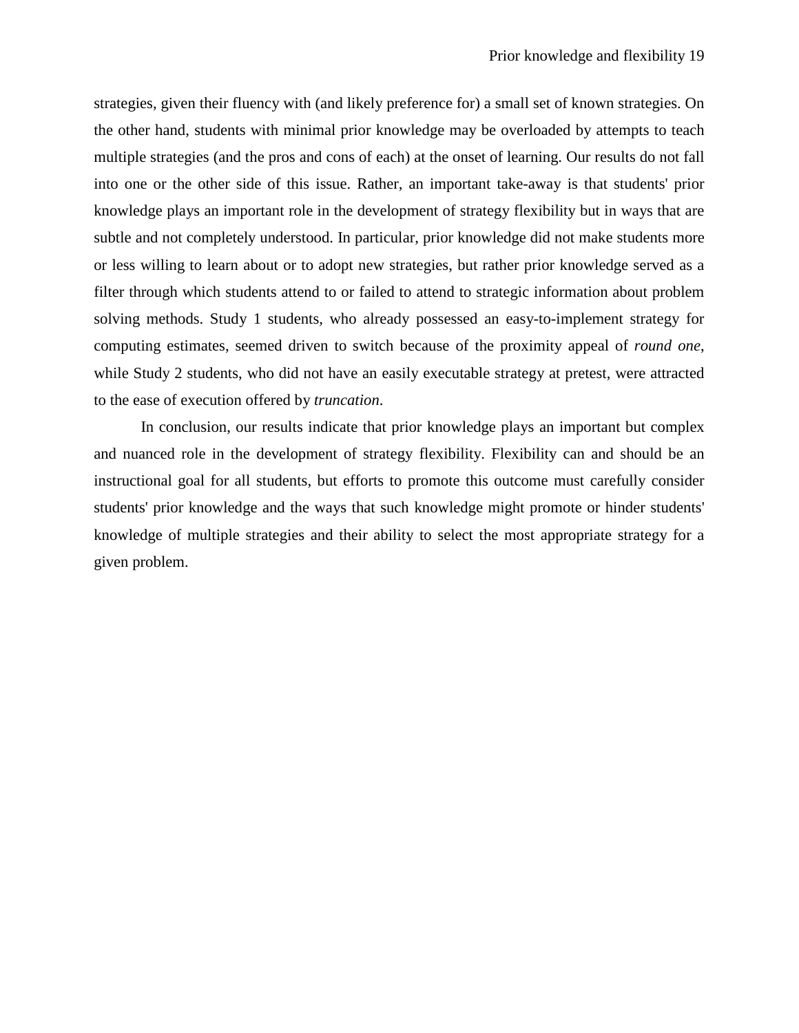strategies, given their fluency with (and likely preference for) a small set of known strategies. On the other hand, students with minimal prior knowledge may be overloaded by attempts to teach multiple strategies (and the pros and cons of each) at the onset of learning. Our results do not fall into one or the other side of this issue. Rather, an important take-away is that students' prior knowledge plays an important role in the development of strategy flexibility but in ways that are subtle and not completely understood. In particular, prior knowledge did not make students more or less willing to learn about or to adopt new strategies, but rather prior knowledge served as a filter through which students attend to or failed to attend to strategic information about problem solving methods. Study 1 students, who already possessed an easy-to-implement strategy for computing estimates, seemed driven to switch because of the proximity appeal of *round one*, while Study 2 students, who did not have an easily executable strategy at pretest, were attracted to the ease of execution offered by *truncation*.

In conclusion, our results indicate that prior knowledge plays an important but complex and nuanced role in the development of strategy flexibility. Flexibility can and should be an instructional goal for all students, but efforts to promote this outcome must carefully consider students' prior knowledge and the ways that such knowledge might promote or hinder students' knowledge of multiple strategies and their ability to select the most appropriate strategy for a given problem.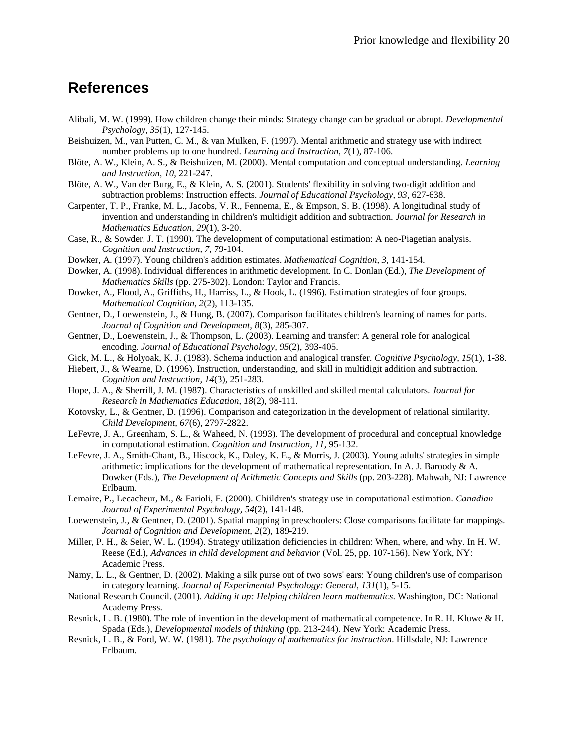# References

Alibali, M. W. (1999). How children change their minds: Strategy change can be gradual or abrupt. *Developmental Psychology, 35*(1), 127-145.

Beishuizen, M., van Putten, C. M., & van Mulken, F. (1997). Mental arithmetic and strategy use with indirect number problems up to one hundred. *Learning and Instruction, 7*(1), 87-106.

Blöte, A. W., Klein, A. S., & Beishuizen, M. (2000). Mental computation and conceptual understanding. *Learning and Instruction, 10*, 221-247.

Blöte, A. W., Van der Burg, E., & Klein, A. S. (2001). Students' flexibility in solving two-digit addition and subtraction problems: Instruction effects. *Journal of Educational Psychology, 93*, 627-638.

Carpenter, T. P., Franke, M. L., Jacobs, V. R., Fennema, E., & Empson, S. B. (1998). A longitudinal study of invention and understanding in children's multidigit addition and subtraction. *Journal for Research in Mathematics Education, 29*(1), 3-20.

Case, R., & Sowder, J. T. (1990). The development of computational estimation: A neo-Piagetian analysis. *Cognition and Instruction, 7*, 79-104.

Dowker, A. (1997). Young children's addition estimates. *Mathematical Cognition, 3*, 141-154.

Dowker, A. (1998). Individual differences in arithmetic development. In C. Donlan (Ed.), *The Development of Mathematics Skills* (pp. 275-302). London: Taylor and Francis.

Dowker, A., Flood, A., Griffiths, H., Harriss, L., & Hook, L. (1996). Estimation strategies of four groups. *Mathematical Cognition, 2*(2), 113-135.

Gentner, D., Loewenstein, J., & Hung, B. (2007). Comparison facilitates children's learning of names for parts. *Journal of Cognition and Development, 8*(3), 285-307.

Gentner, D., Loewenstein, J., & Thompson, L. (2003). Learning and transfer: A general role for analogical encoding. *Journal of Educational Psychology, 95*(2), 393-405.

Gick, M. L., & Holyoak, K. J. (1983). Schema induction and analogical transfer. *Cognitive Psychology, 15*(1), 1-38.

Hiebert, J., & Wearne, D. (1996). Instruction, understanding, and skill in multidigit addition and subtraction. *Cognition and Instruction, 14*(3), 251-283.

Hope, J. A., & Sherrill, J. M. (1987). Characteristics of unskilled and skilled mental calculators. *Journal for Research in Mathematics Education, 18*(2), 98-111.

Kotovsky, L., & Gentner, D. (1996). Comparison and categorization in the development of relational similarity. *Child Development, 67*(6), 2797-2822.

LeFevre, J. A., Greenham, S. L., & Waheed, N. (1993). The development of procedural and conceptual knowledge in computational estimation. *Cognition and Instruction, 11*, 95-132.

LeFevre, J. A., Smith-Chant, B., Hiscock, K., Daley, K. E., & Morris, J. (2003). Young adults' strategies in simple arithmetic: implications for the development of mathematical representation. In A. J. Baroody & A. Dowker (Eds.), *The Development of Arithmetic Concepts and Skills* (pp. 203-228). Mahwah, NJ: Lawrence Erlbaum.

Lemaire, P., Lecacheur, M., & Farioli, F. (2000). Chiildren's strategy use in computational estimation. *Canadian Journal of Experimental Psychology, 54*(2), 141-148.

Loewenstein, J., & Gentner, D. (2001). Spatial mapping in preschoolers: Close comparisons facilitate far mappings. *Journal of Cognition and Development, 2*(2), 189-219.

Miller, P. H., & Seier, W. L. (1994). Strategy utilization deficiencies in children: When, where, and why. In H. W. Reese (Ed.), *Advances in child development and behavior* (Vol. 25, pp. 107-156). New York, NY: Academic Press.

Namy, L. L., & Gentner, D. (2002). Making a silk purse out of two sows' ears: Young children's use of comparison in category learning. *Journal of Experimental Psychology: General, 131*(1), 5-15.

National Research Council. (2001). *Adding it up: Helping children learn mathematics*. Washington, DC: National Academy Press.

Resnick, L. B. (1980). The role of invention in the development of mathematical competence. In R. H. Kluwe & H. Spada (Eds.), *Developmental models of thinking* (pp. 213-244). New York: Academic Press.

Resnick, L. B., & Ford, W. W. (1981). *The psychology of mathematics for instruction*. Hillsdale, NJ: Lawrence Erlbaum.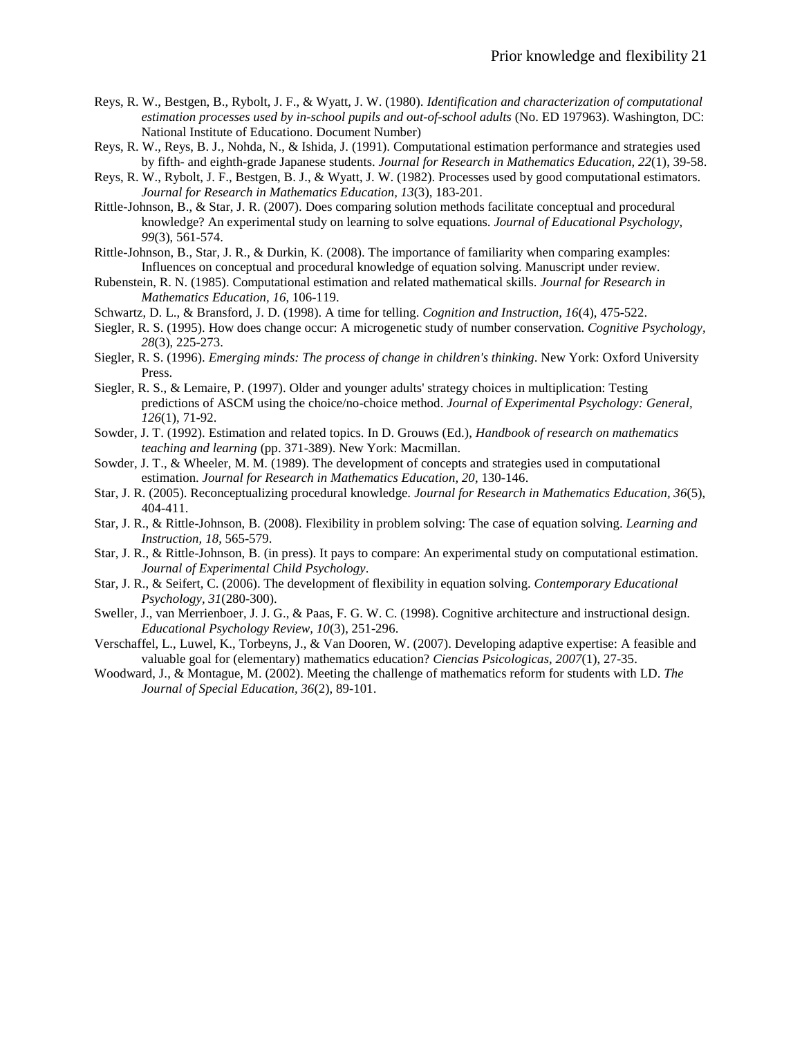Reys, R. W., Bestgen, B., Rybolt, J. F., & Wyatt, J. W. (1980). *Identification and characterization of computational estimation processes used by in-school pupils and out-of-school adults* (No. ED 197963). Washington, DC: National Institute of Educationo. Document Number)

Reys, R. W., Reys, B. J., Nohda, N., & Ishida, J. (1991). Computational estimation performance and strategies used by fifth- and eighth-grade Japanese students. *Journal for Research in Mathematics Education, 22*(1), 39-58.

Reys, R. W., Rybolt, J. F., Bestgen, B. J., & Wyatt, J. W. (1982). Processes used by good computational estimators. *Journal for Research in Mathematics Education, 13*(3), 183-201.

Rittle-Johnson, B., & Star, J. R. (2007). Does comparing solution methods facilitate conceptual and procedural knowledge? An experimental study on learning to solve equations. *Journal of Educational Psychology, 99*(3), 561-574.

Rittle-Johnson, B., Star, J. R., & Durkin, K. (2008). The importance of familiarity when comparing examples: Influences on conceptual and procedural knowledge of equation solving. Manuscript under review.

Rubenstein, R. N. (1985). Computational estimation and related mathematical skills. *Journal for Research in Mathematics Education, 16*, 106-119.

Schwartz, D. L., & Bransford, J. D. (1998). A time for telling. *Cognition and Instruction, 16*(4), 475-522.

Siegler, R. S. (1995). How does change occur: A microgenetic study of number conservation. *Cognitive Psychology, 28*(3), 225-273.

Siegler, R. S. (1996). *Emerging minds: The process of change in children's thinking*. New York: Oxford University Press.

Siegler, R. S., & Lemaire, P. (1997). Older and younger adults' strategy choices in multiplication: Testing predictions of ASCM using the choice/no-choice method. *Journal of Experimental Psychology: General, 126*(1), 71-92.

Sowder, J. T. (1992). Estimation and related topics. In D. Grouws (Ed.), *Handbook of research on mathematics teaching and learning* (pp. 371-389). New York: Macmillan.

Sowder, J. T., & Wheeler, M. M. (1989). The development of concepts and strategies used in computational estimation. *Journal for Research in Mathematics Education, 20*, 130-146.

Star, J. R. (2005). Reconceptualizing procedural knowledge. *Journal for Research in Mathematics Education, 36*(5), 404-411.

Star, J. R., & Rittle-Johnson, B. (2008). Flexibility in problem solving: The case of equation solving. *Learning and Instruction, 18*, 565-579.

Star, J. R., & Rittle-Johnson, B. (in press). It pays to compare: An experimental study on computational estimation. *Journal of Experimental Child Psychology*.

Star, J. R., & Seifert, C. (2006). The development of flexibility in equation solving. *Contemporary Educational Psychology, 31*(280-300).

Sweller, J., van Merrienboer, J. J. G., & Paas, F. G. W. C. (1998). Cognitive architecture and instructional design. *Educational Psychology Review, 10*(3), 251-296.

Verschaffel, L., Luwel, K., Torbeyns, J., & Van Dooren, W. (2007). Developing adaptive expertise: A feasible and valuable goal for (elementary) mathematics education? *Ciencias Psicologicas, 2007*(1), 27-35.

Woodward, J., & Montague, M. (2002). Meeting the challenge of mathematics reform for students with LD. *The Journal of Special Education, 36*(2), 89-101.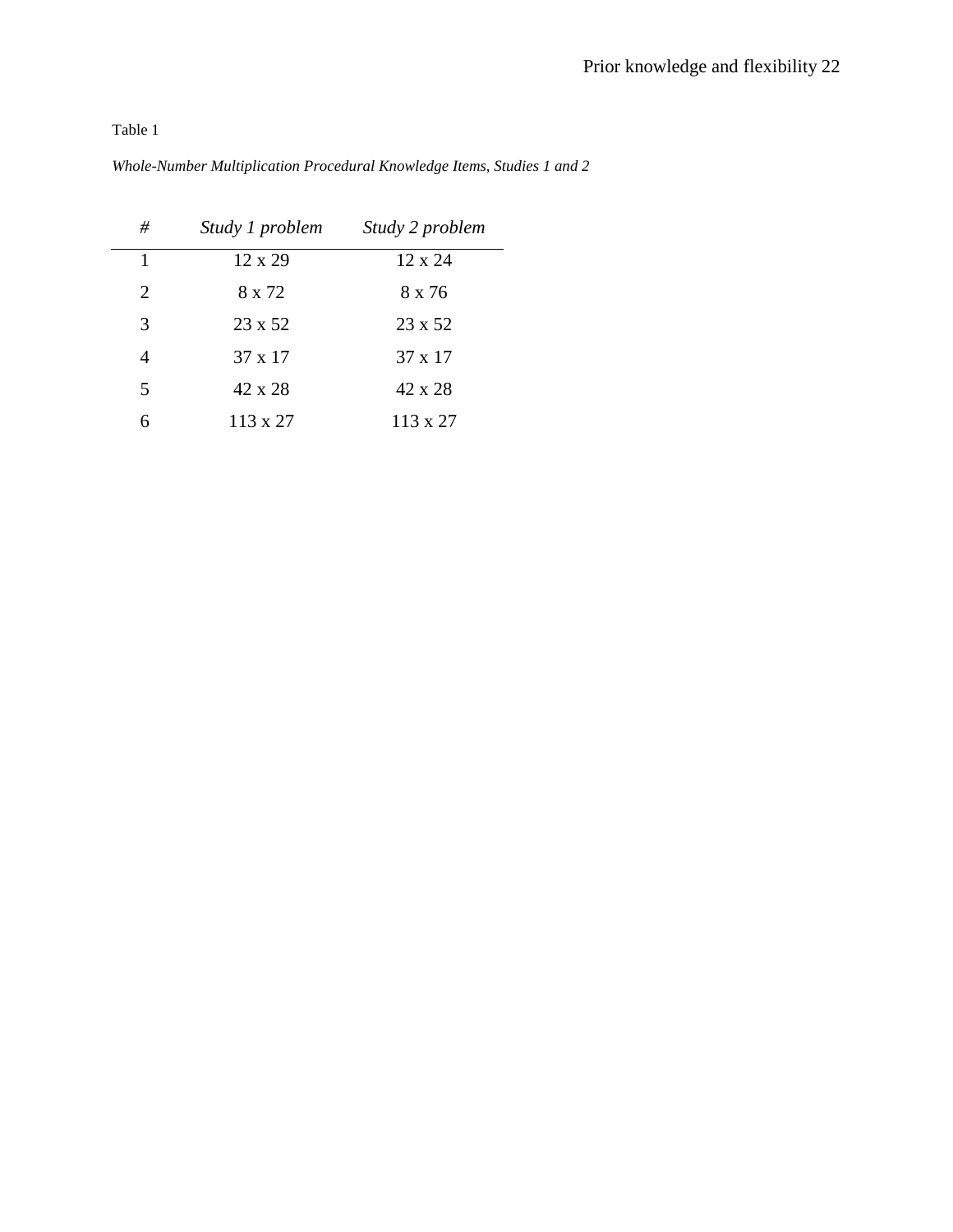Table 1

*Whole-Number Multiplication Procedural Knowledge Items, Studies 1 and 2*

| # | *Study 1 problem* | *Study 2 problem* |
|---|---|---|
| 1 | 12 x 29 | 12 x 24 |
| 2 | 8 x 72 | 8 x 76 |
| 3 | 23 x 52 | 23 x 52 |
| 4 | 37 x 17 | 37 x 17 |
| 5 | 42 x 28 | 42 x 28 |
| 6 | 113 x 27 | 113 x 27 |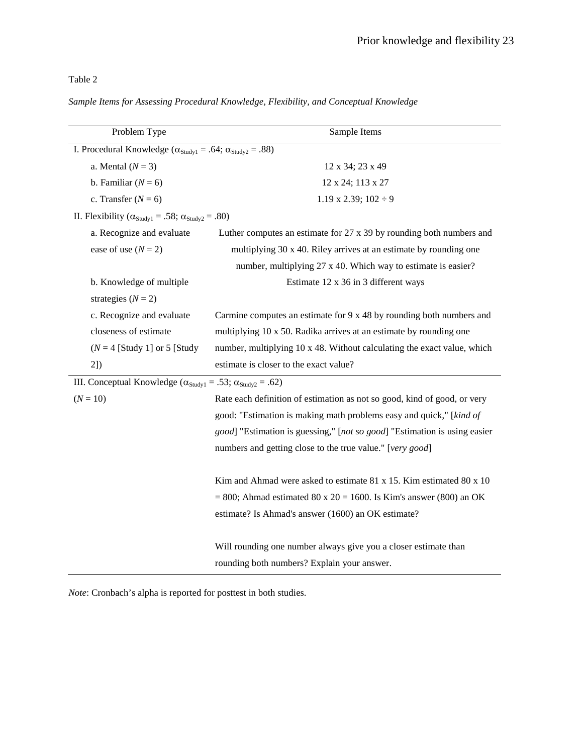Table 2

*Sample Items for Assessing Procedural Knowledge, Flexibility, and Conceptual Knowledge*

| Problem Type | Sample Items |
|---|---|
| I. Procedural Knowledge ($\alpha_{Study1}$ = .64; $\alpha_{Study2}$ = .88) | |
| a. Mental (*N* = 3) | 12 x 34; 23 x 49 |
| b. Familiar (*N* = 6) | 12 x 24; 113 x 27 |
| c. Transfer (*N* = 6) | 1.19 x 2.39; 102 ÷ 9 |
| II. Flexibility ($\alpha_{Study1}$ = .58; $\alpha_{Study2}$ = .80) | |
| a. Recognize and evaluate ease of use (*N* = 2) | Luther computes an estimate for 27 x 39 by rounding both numbers and multiplying 30 x 40. Riley arrives at an estimate by rounding one number, multiplying 27 x 40. Which way to estimate is easier? |
| b. Knowledge of multiple strategies (*N* = 2) | Estimate 12 x 36 in 3 different ways |
| c. Recognize and evaluate closeness of estimate (*N* = 4 [Study 1] or 5 [Study 2]) | Carmine computes an estimate for 9 x 48 by rounding both numbers and multiplying 10 x 50. Radika arrives at an estimate by rounding one number, multiplying 10 x 48. Without calculating the exact value, which estimate is closer to the exact value? |
| III. Conceptual Knowledge ($\alpha_{Study1}$ = .53; $\alpha_{Study2}$ = .62) | |
| (*N* = 10) | Rate each definition of estimation as not so good, kind of good, or very good: "Estimation is making math problems easy and quick," [*kind of good*] "Estimation is guessing," [*not so good*] "Estimation is using easier numbers and getting close to the true value." [*very good*] |
| | Kim and Ahmad were asked to estimate 81 x 15. Kim estimated 80 x 10 = 800; Ahmad estimated 80 x 20 = 1600. Is Kim's answer (800) an OK estimate? Is Ahmad's answer (1600) an OK estimate? |
| | Will rounding one number always give you a closer estimate than rounding both numbers? Explain your answer. |

*Note*: Cronbach's alpha is reported for posttest in both studies.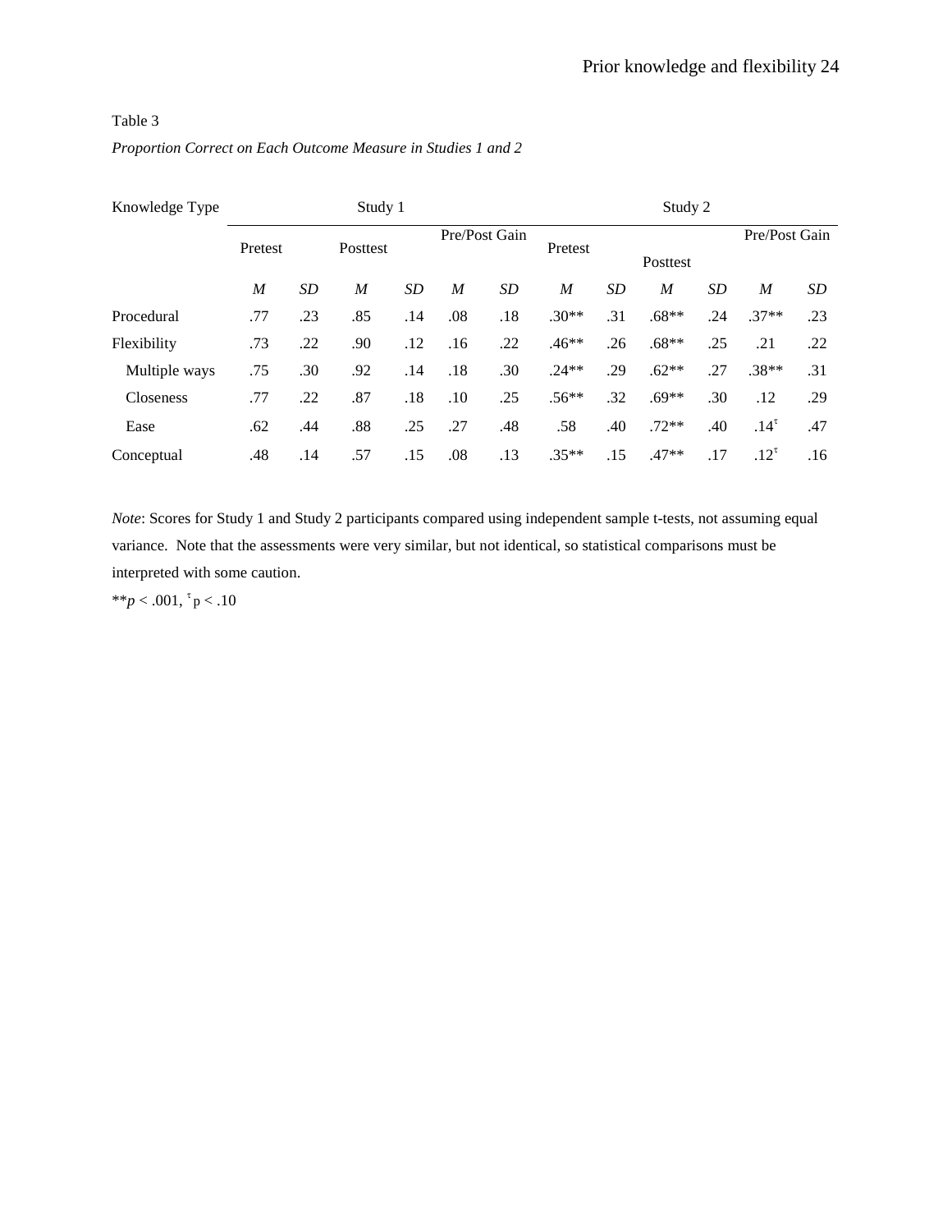Table 3

*Proportion Correct on Each Outcome Measure in Studies 1 and 2*

| Knowledge Type | Study 1 | | | | | | Study 2 | | | | | |
|---|---|---|---|---|---|---|---|---|---|---|---|---|
| | Pretest | | Posttest | | Pre/Post Gain | | Pretest | | Posttest | | Pre/Post Gain | |
| | *M* | *SD* | *M* | *SD* | *M* | *SD* | *M* | *SD* | *M* | *SD* | *M* | *SD* |
| Procedural | .77 | .23 | .85 | .14 | .08 | .18 | .30** | .31 | .68** | .24 | .37** | .23 |
| Flexibility | .73 | .22 | .90 | .12 | .16 | .22 | .46** | .26 | .68** | .25 | .21 | .22 |
| Multiple ways | .75 | .30 | .92 | .14 | .18 | .30 | .24** | .29 | .62** | .27 | .38** | .31 |
| Closeness | .77 | .22 | .87 | .18 | .10 | .25 | .56** | .32 | .69** | .30 | .12 | .29 |
| Ease | .62 | .44 | .88 | .25 | .27 | .48 | .58 | .40 | .72** | .40 | .14$^{\tau}$ | .47 |
| Conceptual | .48 | .14 | .57 | .15 | .08 | .13 | .35** | .15 | .47** | .17 | .12$^{\tau}$ | .16 |

*Note*: Scores for Study 1 and Study 2 participants compared using independent sample t-tests, not assuming equal variance. Note that the assessments were very similar, but not identical, so statistical comparisons must be interpreted with some caution.

**$p < .001$, $^{\tau}$ $p < .10$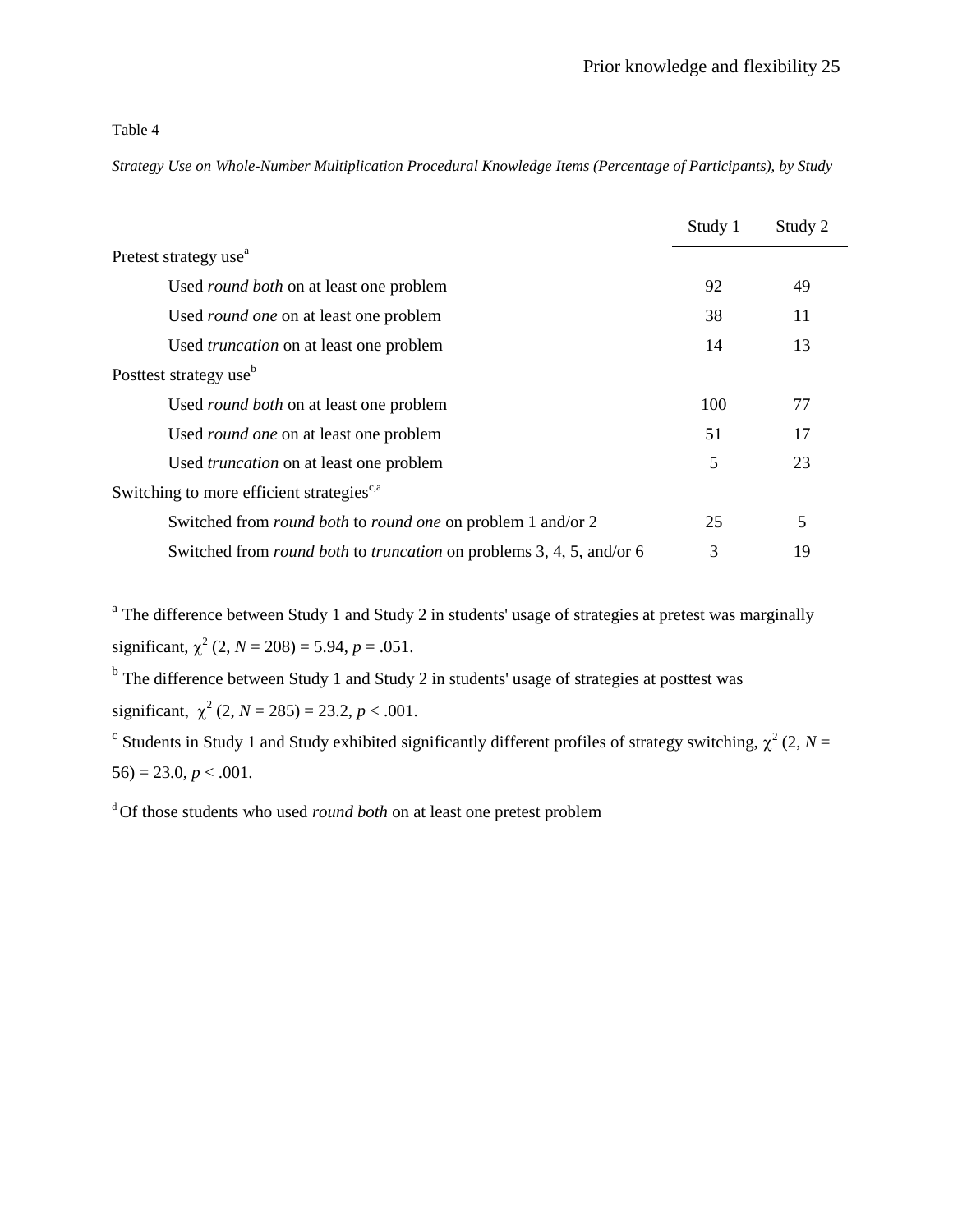Table 4

*Strategy Use on Whole-Number Multiplication Procedural Knowledge Items (Percentage of Participants), by Study*

| | Study 1 | Study 2 |
|---|---|---|
| Pretest strategy use[a] | | |
| Used *round both* on at least one problem | 92 | 49 |
| Used *round one* on at least one problem | 38 | 11 |
| Used *truncation* on at least one problem | 14 | 13 |
| Posttest strategy use[b] | | |
| Used *round both* on at least one problem | 100 | 77 |
| Used *round one* on at least one problem | 51 | 17 |
| Used *truncation* on at least one problem | 5 | 23 |
| Switching to more efficient strategies[c,a] | | |
| Switched from *round both* to *round one* on problem 1 and/or 2 | 25 | 5 |
| Switched from *round both* to *truncation* on problems 3, 4, 5, and/or 6 | 3 | 19 |

[a] The difference between Study 1 and Study 2 in students' usage of strategies at pretest was marginally significant, $\chi^2$ (2, $N$ = 208) = 5.94, $p$ = .051.

[b] The difference between Study 1 and Study 2 in students' usage of strategies at posttest was significant, $\chi^2$ (2, $N$ = 285) = 23.2, $p$ < .001.

[c] Students in Study 1 and Study exhibited significantly different profiles of strategy switching, $\chi^2$ (2, $N$ = 56) = 23.0, $p$ < .001.

[d] Of those students who used *round both* on at least one pretest problem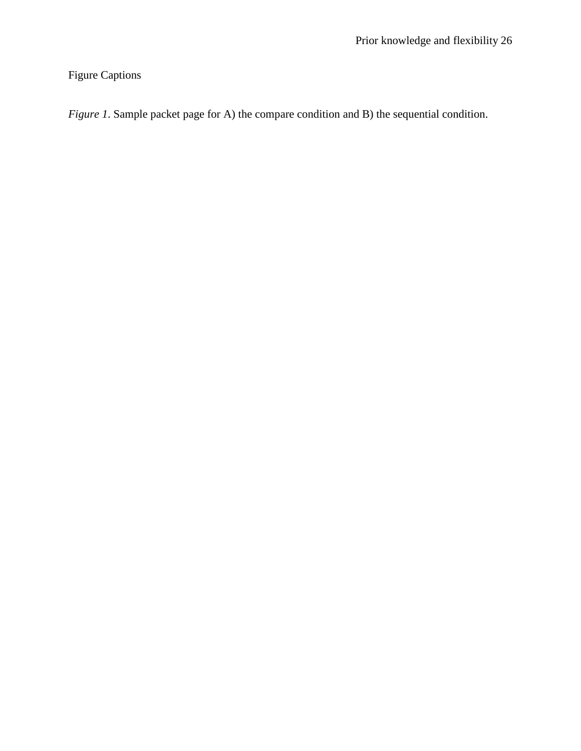Figure Captions

*Figure 1*. Sample packet page for A) the compare condition and B) the sequential condition.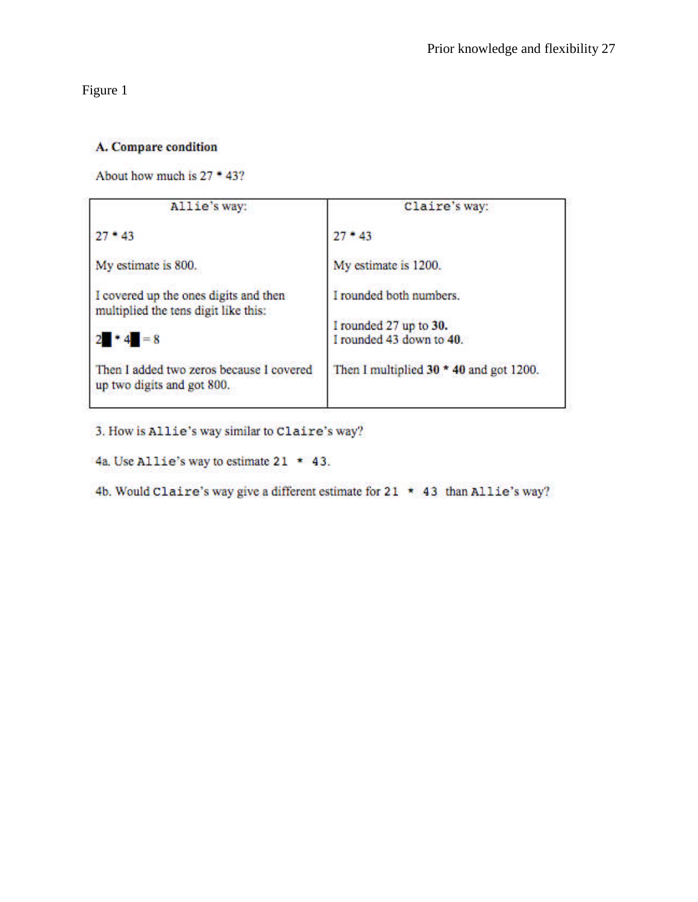Figure 1

**A. Compare condition**

About how much is 27 * 43?

| Allie's way: | Claire's way: |
|---|---|
| 27 * 43 | 27 * 43 |
| My estimate is 800. | My estimate is 1200. |
| I covered up the ones digits and then multiplied the tens digit like this: | I rounded both numbers. |
| 2█ * 4█ = 8 | I rounded 27 up to **30.** I rounded 43 down to **40.** |
| Then I added two zeros because I covered up two digits and got 800. | Then I multiplied **30** * **40** and got 1200. |

3. How is Allie's way similar to Claire's way?

4a. Use Allie's way to estimate 21 * 43.

4b. Would Claire's way give a different estimate for 21 * 43 than Allie's way?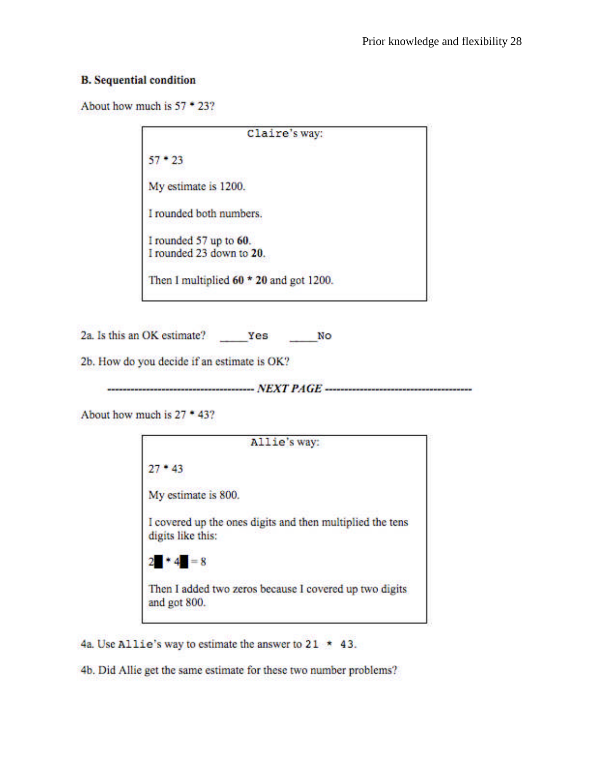### B. Sequential condition

About how much is 57 * 23?

> **Claire's way:**
>
> 57 * 23
>
> My estimate is 1200.
>
> I rounded both numbers.
>
> I rounded 57 up to **60**.
> I rounded 23 down to **20**.
>
> Then I multiplied **60 * 20** and got 1200.

2a. Is this an OK estimate? ____Yes ____No

2b. How do you decide if an estimate is OK?

------------------------------------- ***NEXT PAGE*** -------------------------------------

About how much is 27 * 43?

> **Allie's way:**
>
> 27 * 43
>
> My estimate is 800.
>
> I covered up the ones digits and then multiplied the tens digits like this:
>
> 2█ * 4█ = 8
>
> Then I added two zeros because I covered up two digits and got 800.

4a. Use Allie's way to estimate the answer to 21 * 43.

4b. Did Allie get the same estimate for these two number problems?